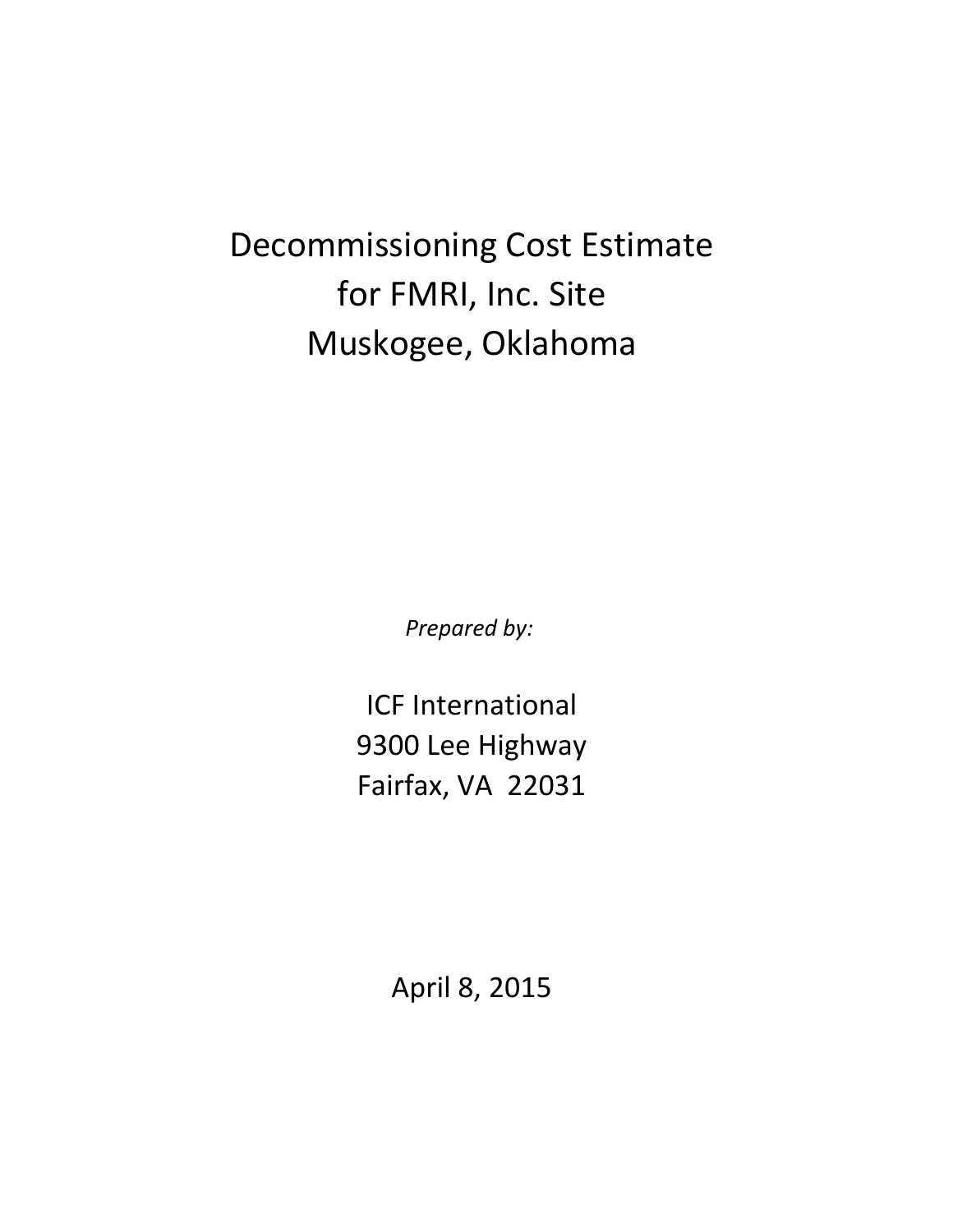# Decommissioning Cost Estimate for FMRI, Inc. Site Muskogee, Oklahoma

*Prepared by:*

ICF International
9300 Lee Highway
Fairfax, VA 22031

April 8, 2015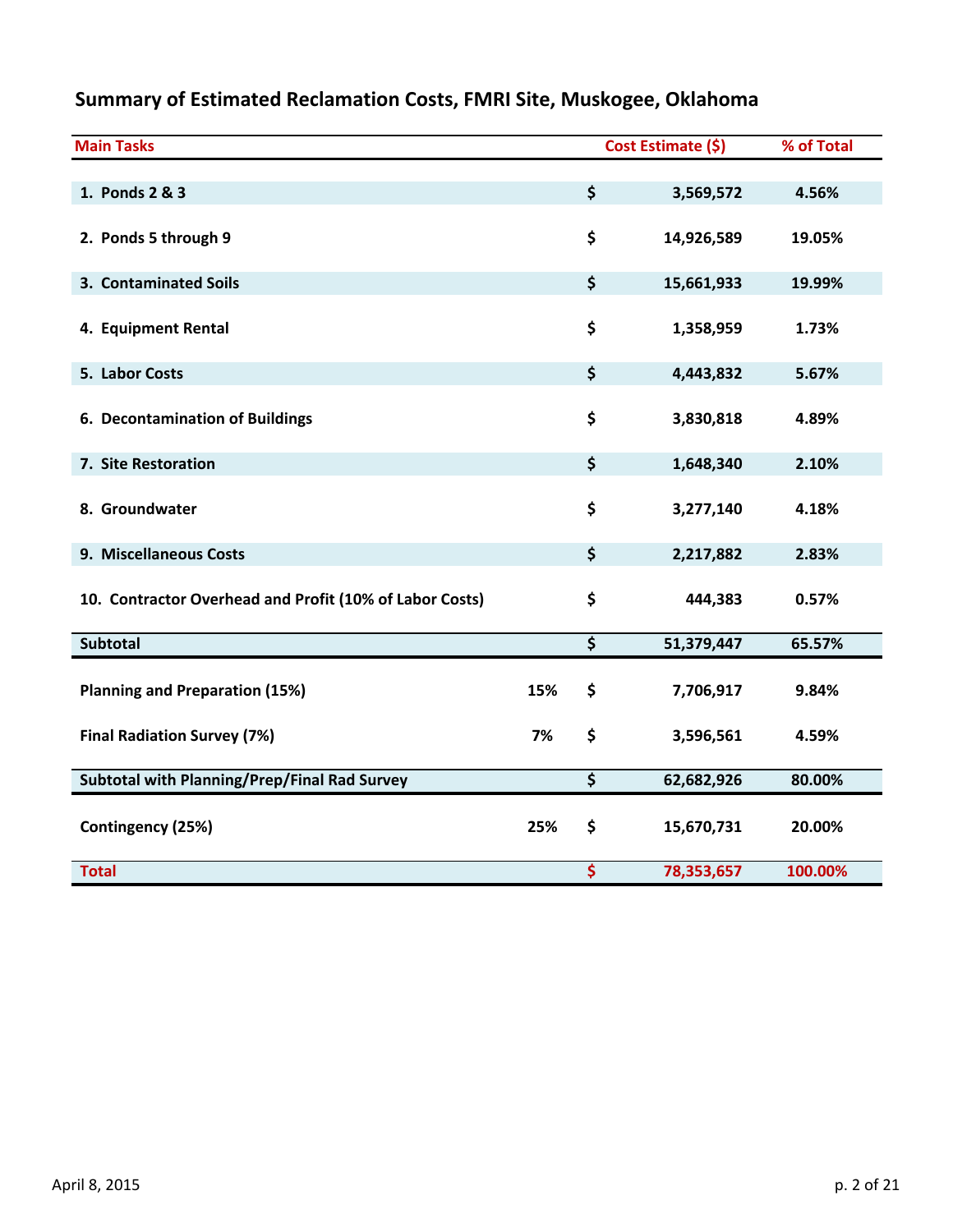## Summary of Estimated Reclamation Costs, FMRI Site, Muskogee, Oklahoma

| Main Tasks | | Cost Estimate ($) | % of Total |
|---|---|---|---|
| 1. Ponds 2 & 3 | | $ 3,569,572 | 4.56% |
| 2. Ponds 5 through 9 | | $ 14,926,589 | 19.05% |
| 3. Contaminated Soils | | $ 15,661,933 | 19.99% |
| 4. Equipment Rental | | $ 1,358,959 | 1.73% |
| 5. Labor Costs | | $ 4,443,832 | 5.67% |
| 6. Decontamination of Buildings | | $ 3,830,818 | 4.89% |
| 7. Site Restoration | | $ 1,648,340 | 2.10% |
| 8. Groundwater | | $ 3,277,140 | 4.18% |
| 9. Miscellaneous Costs | | $ 2,217,882 | 2.83% |
| 10. Contractor Overhead and Profit (10% of Labor Costs) | | $ 444,383 | 0.57% |
| **Subtotal** | | **$ 51,379,447** | **65.57%** |
| Planning and Preparation (15%) | 15% | $ 7,706,917 | 9.84% |
| Final Radiation Survey (7%) | 7% | $ 3,596,561 | 4.59% |
| **Subtotal with Planning/Prep/Final Rad Survey** | | **$ 62,682,926** | **80.00%** |
| Contingency (25%) | 25% | $ 15,670,731 | 20.00% |
| **Total** | | **$ 78,353,657** | **100.00%** |

April 8, 2015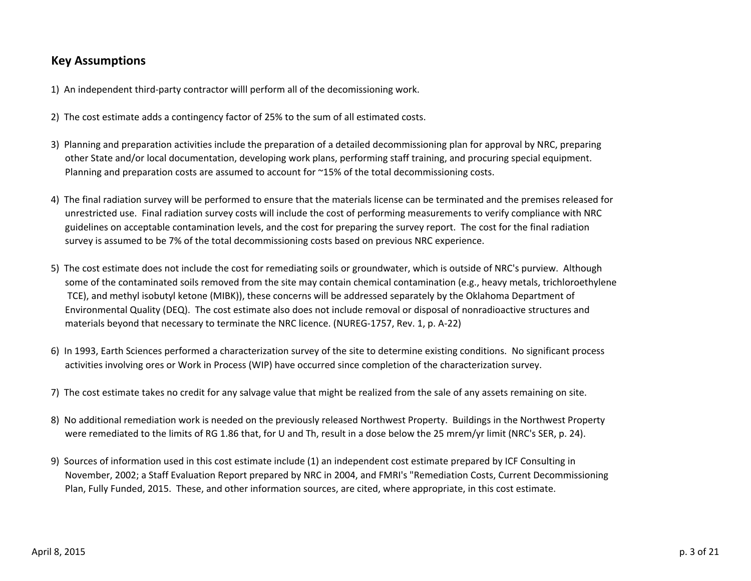## Key Assumptions

1) An independent third-party contractor willl perform all of the decomissioning work.

2) The cost estimate adds a contingency factor of 25% to the sum of all estimated costs.

3) Planning and preparation activities include the preparation of a detailed decommissioning plan for approval by NRC, preparing other State and/or local documentation, developing work plans, performing staff training, and procuring special equipment. Planning and preparation costs are assumed to account for ~15% of the total decommissioning costs.

4) The final radiation survey will be performed to ensure that the materials license can be terminated and the premises released for unrestricted use. Final radiation survey costs will include the cost of performing measurements to verify compliance with NRC guidelines on acceptable contamination levels, and the cost for preparing the survey report. The cost for the final radiation survey is assumed to be 7% of the total decommissioning costs based on previous NRC experience.

5) The cost estimate does not include the cost for remediating soils or groundwater, which is outside of NRC's purview. Although some of the contaminated soils removed from the site may contain chemical contamination (e.g., heavy metals, trichloroethylene TCE), and methyl isobutyl ketone (MIBK)), these concerns will be addressed separately by the Oklahoma Department of Environmental Quality (DEQ). The cost estimate also does not include removal or disposal of nonradioactive structures and materials beyond that necessary to terminate the NRC licence. (NUREG-1757, Rev. 1, p. A-22)

6) In 1993, Earth Sciences performed a characterization survey of the site to determine existing conditions. No significant process activities involving ores or Work in Process (WIP) have occurred since completion of the characterization survey.

7) The cost estimate takes no credit for any salvage value that might be realized from the sale of any assets remaining on site.

8) No additional remediation work is needed on the previously released Northwest Property. Buildings in the Northwest Property were remediated to the limits of RG 1.86 that, for U and Th, result in a dose below the 25 mrem/yr limit (NRC's SER, p. 24).

9) Sources of information used in this cost estimate include (1) an independent cost estimate prepared by ICF Consulting in November, 2002; a Staff Evaluation Report prepared by NRC in 2004, and FMRI's "Remediation Costs, Current Decommissioning Plan, Fully Funded, 2015. These, and other information sources, are cited, where appropriate, in this cost estimate.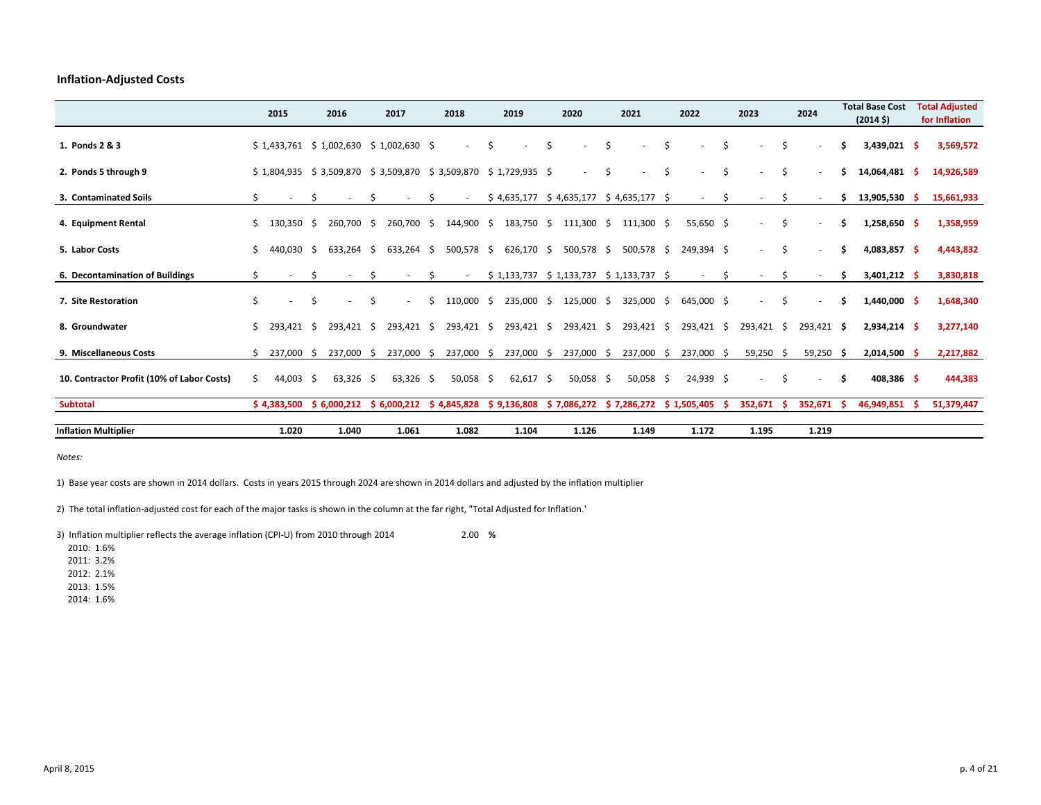### Inflation-Adjusted Costs

| | 2015 | 2016 | 2017 | 2018 | 2019 | 2020 | 2021 | 2022 | 2023 | 2024 | Total Base Cost (2014 $) | Total Adjusted for Inflation |
|---|---|---|---|---|---|---|---|---|---|---|---|---|
| 1. Ponds 2 & 3 | $ 1,433,761 | $ 1,002,630 | $ 1,002,630 | $ - | $ - | $ - | $ - | $ - | $ - | $ - | $ 3,439,021 | $ 3,569,572 |
| 2. Ponds 5 through 9 | $ 1,804,935 | $ 3,509,870 | $ 3,509,870 | $ 3,509,870 | $ 1,729,935 | $ - | $ - | $ - | $ - | $ - | $ 14,064,481 | $ 14,926,589 |
| 3. Contaminated Soils | $ - | $ - | $ - | $ - | $ 4,635,177 | $ 4,635,177 | $ 4,635,177 | $ - | $ - | $ - | $ 13,905,530 | $ 15,661,933 |
| 4. Equipment Rental | $ 130,350 | $ 260,700 | $ 260,700 | $ 144,900 | $ 183,750 | $ 111,300 | $ 111,300 | $ 55,650 | $ - | $ - | $ 1,258,650 | $ 1,358,959 |
| 5. Labor Costs | $ 440,030 | $ 633,264 | $ 633,264 | $ 500,578 | $ 626,170 | $ 500,578 | $ 500,578 | $ 249,394 | $ - | $ - | $ 4,083,857 | $ 4,443,832 |
| 6. Decontamination of Buildings | $ - | $ - | $ - | $ - | $ 1,133,737 | $ 1,133,737 | $ 1,133,737 | $ - | $ - | $ - | $ 3,401,212 | $ 3,830,818 |
| 7. Site Restoration | $ - | $ - | $ - | $ 110,000 | $ 235,000 | $ 125,000 | $ 325,000 | $ 645,000 | $ - | $ - | $ 1,440,000 | $ 1,648,340 |
| 8. Groundwater | $ 293,421 | $ 293,421 | $ 293,421 | $ 293,421 | $ 293,421 | $ 293,421 | $ 293,421 | $ 293,421 | $ 293,421 | $ 293,421 | $ 2,934,214 | $ 3,277,140 |
| 9. Miscellaneous Costs | $ 237,000 | $ 237,000 | $ 237,000 | $ 237,000 | $ 237,000 | $ 237,000 | $ 237,000 | $ 237,000 | $ 59,250 | $ 59,250 | $ 2,014,500 | $ 2,217,882 |
| 10. Contractor Profit (10% of Labor Costs) | $ 44,003 | $ 63,326 | $ 63,326 | $ 50,058 | $ 62,617 | $ 50,058 | $ 50,058 | $ 24,939 | $ - | $ - | $ 408,386 | $ 444,383 |
| **Subtotal** | **$ 4,383,500** | **$ 6,000,212** | **$ 6,000,212** | **$ 4,845,828** | **$ 9,136,808** | **$ 7,086,272** | **$ 7,286,272** | **$ 1,505,405** | **$ 352,671** | **$ 352,671** | **$ 46,949,851** | **$ 51,379,447** |
| **Inflation Multiplier** | 1.020 | 1.040 | 1.061 | 1.082 | 1.104 | 1.126 | 1.149 | 1.172 | 1.195 | 1.219 | | |

*Notes:*

1) Base year costs are shown in 2014 dollars. Costs in years 2015 through 2024 are shown in 2014 dollars and adjusted by the inflation multiplier

2) The total inflation-adjusted cost for each of the major tasks is shown in the column at the far right, "Total Adjusted for Inflation.'

3) Inflation multiplier reflects the average inflation (CPI-U) from 2010 through 2014 2.00 **%**

2010: 1.6%
2011: 3.2%
2012: 2.1%
2013: 1.5%
2014: 1.6%

April 8, 2015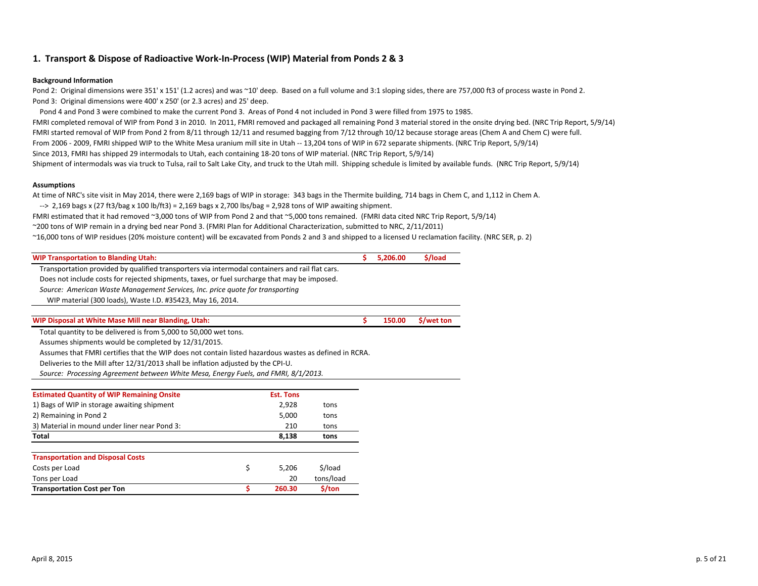## 1. Transport & Dispose of Radioactive Work-In-Process (WIP) Material from Ponds 2 & 3

**Background Information**

Pond 2: Original dimensions were 351' x 151' (1.2 acres) and was ~10' deep. Based on a full volume and 3:1 sloping sides, there are 757,000 ft3 of process waste in Pond 2.

Pond 3: Original dimensions were 400' x 250' (or 2.3 acres) and 25' deep.

Pond 4 and Pond 3 were combined to make the current Pond 3. Areas of Pond 4 not included in Pond 3 were filled from 1975 to 1985.

FMRI completed removal of WIP from Pond 3 in 2010. In 2011, FMRI removed and packaged all remaining Pond 3 material stored in the onsite drying bed. (NRC Trip Report, 5/9/14)

FMRI started removal of WIP from Pond 2 from 8/11 through 12/11 and resumed bagging from 7/12 through 10/12 because storage areas (Chem A and Chem C) were full.

From 2006 - 2009, FMRI shipped WIP to the White Mesa uranium mill site in Utah -- 13,204 tons of WIP in 672 separate shipments. (NRC Trip Report, 5/9/14)

Since 2013, FMRI has shipped 29 intermodals to Utah, each containing 18-20 tons of WIP material. (NRC Trip Report, 5/9/14)

Shipment of intermodals was via truck to Tulsa, rail to Salt Lake City, and truck to the Utah mill. Shipping schedule is limited by available funds. (NRC Trip Report, 5/9/14)

**Assumptions**

At time of NRC's site visit in May 2014, there were 2,169 bags of WIP in storage: 343 bags in the Thermite building, 714 bags in Chem C, and 1,112 in Chem A.

--> 2,169 bags x (27 ft3/bag x 100 lb/ft3) = 2,169 bags x 2,700 lbs/bag = 2,928 tons of WIP awaiting shipment.

FMRI estimated that it had removed ~3,000 tons of WIP from Pond 2 and that ~5,000 tons remained. (FMRI data cited NRC Trip Report, 5/9/14)

~200 tons of WIP remain in a drying bed near Pond 3. (FMRI Plan for Additional Characterization, submitted to NRC, 2/11/2011)

~16,000 tons of WIP residues (20% moisture content) will be excavated from Ponds 2 and 3 and shipped to a licensed U reclamation facility. (NRC SER, p. 2)

| **WIP Transportation to Blanding Utah:** | **$ 5,206.00** | **$/load** |
|---|---|---|
| Transportation provided by qualified transporters via intermodal containers and rail flat cars. | | |
| Does not include costs for rejected shipments, taxes, or fuel surcharge that may be imposed. | | |
| *Source: American Waste Management Services, Inc. price quote for transporting WIP material (300 loads), Waste I.D. #35423, May 16, 2014.* | | |

| **WIP Disposal at White Mase Mill near Blanding, Utah:** | **$ 150.00** | **$/wet ton** |
|---|---|---|
| Total quantity to be delivered is from 5,000 to 50,000 wet tons. | | |
| Assumes shipments would be completed by 12/31/2015. | | |
| Assumes that FMRI certifies that the WIP does not contain listed hazardous wastes as defined in RCRA. | | |
| Deliveries to the Mill after 12/31/2013 shall be inflation adjusted by the CPI-U. | | |
| *Source: Processing Agreement between White Mesa, Energy Fuels, and FMRI, 8/1/2013.* | | |

| **Estimated Quantity of WIP Remaining Onsite** | **Est. Tons** | |
|---|---|---|
| 1) Bags of WIP in storage awaiting shipment | 2,928 | tons |
| 2) Remaining in Pond 2 | 5,000 | tons |
| 3) Material in mound under liner near Pond 3: | 210 | tons |
| **Total** | **8,138** | **tons** |

| **Transportation and Disposal Costs** | | | |
|---|---|---|---|
| Costs per Load | $ | 5,206 | $/load |
| Tons per Load | | 20 | tons/load |
| **Transportation Cost per Ton** | **$** | **260.30** | **$/ton** |

April 8, 2015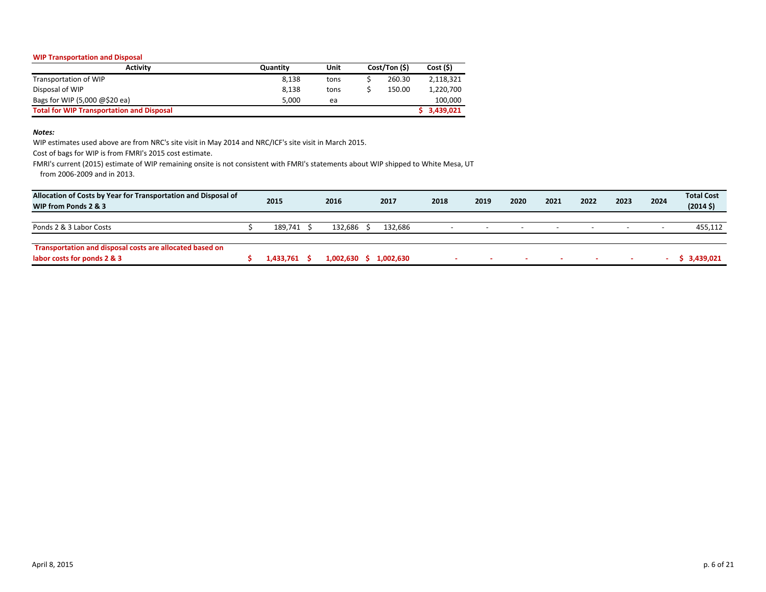**WIP Transportation and Disposal**

| Activity | Quantity | Unit | Cost/Ton ($) | Cost ($) |
|---|---|---|---|---|
| Transportation of WIP | 8,138 | tons | $ 260.30 | 2,118,321 |
| Disposal of WIP | 8,138 | tons | $ 150.00 | 1,220,700 |
| Bags for WIP (5,000 @$20 ea) | 5,000 | ea | | 100,000 |
| **Total for WIP Transportation and Disposal** | | | | **$ 3,439,021** |

***Notes:***

WIP estimates used above are from NRC's site visit in May 2014 and NRC/ICF's site visit in March 2015.

Cost of bags for WIP is from FMRI's 2015 cost estimate.

FMRI's current (2015) estimate of WIP remaining onsite is not consistent with FMRI's statements about WIP shipped to White Mesa, UT from 2006-2009 and in 2013.

| Allocation of Costs by Year for Transportation and Disposal of WIP from Ponds 2 & 3 | 2015 | 2016 | 2017 | 2018 | 2019 | 2020 | 2021 | 2022 | 2023 | 2024 | Total Cost (2014 $) |
|---|---|---|---|---|---|---|---|---|---|---|---|
| Ponds 2 & 3 Labor Costs | $ 189,741 | $ 132,686 | $ 132,686 | - | - | - | - | - | - | - | 455,112 |
| **Transportation and disposal costs are allocated based on labor costs for ponds 2 & 3** | **$ 1,433,761** | **$ 1,002,630** | **$ 1,002,630** | **-** | **-** | **-** | **-** | **-** | **-** | **-** | **$ 3,439,021** |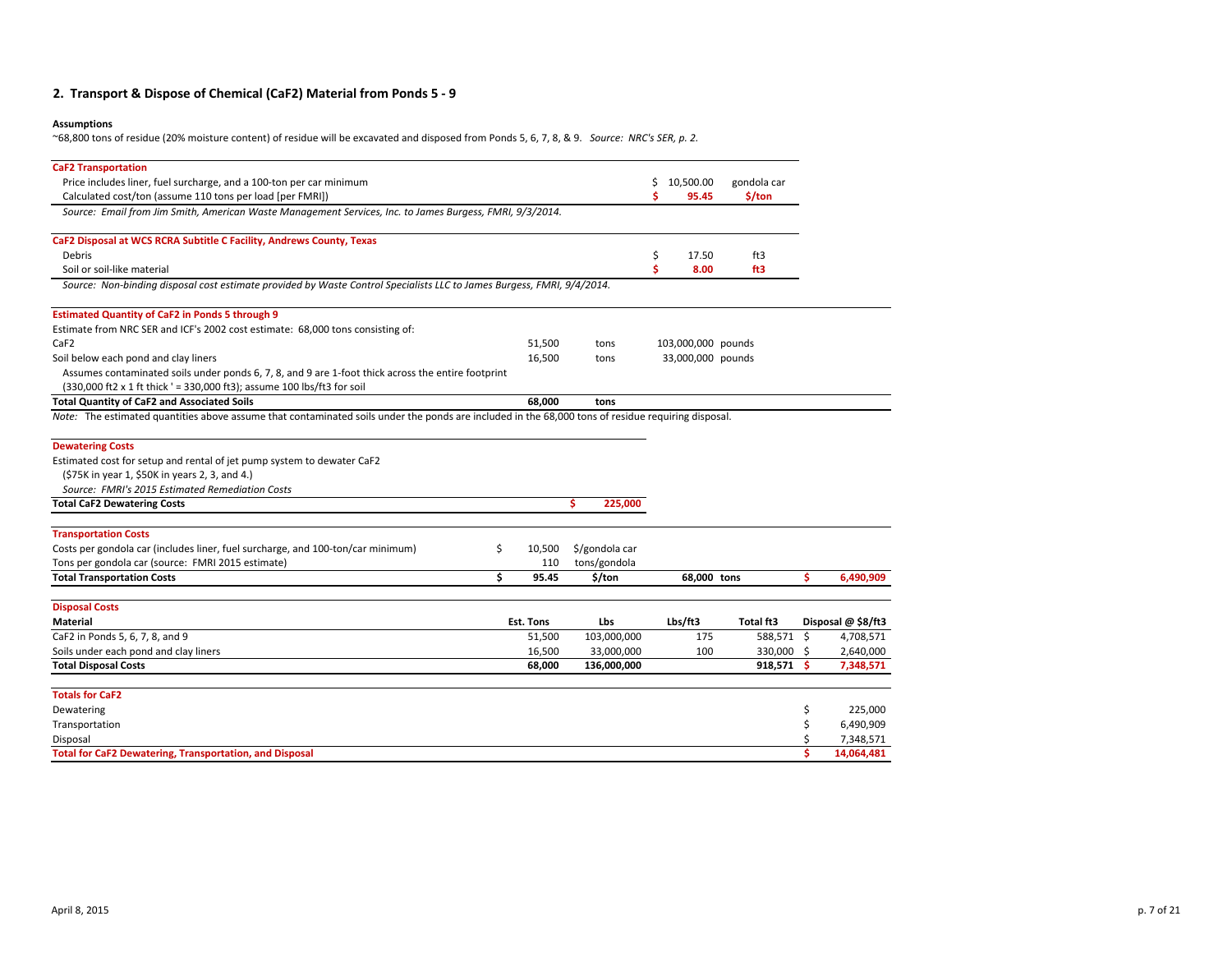## 2. Transport & Dispose of Chemical ($CaF_2$) Material from Ponds 5 - 9

**Assumptions**

~68,800 tons of residue (20% moisture content) of residue will be excavated and disposed from Ponds 5, 6, 7, 8, & 9. *Source: NRC's SER, p. 2.*

| **CaF2 Transportation** | | |
|---|---|---|
| Price includes liner, fuel surcharge, and a 100-ton per car minimum | $ 10,500.00 | gondola car |
| Calculated cost/ton (assume 110 tons per load [per FMRI]) | **$ 95.45** | **$/ton** |

*Source: Email from Jim Smith, American Waste Management Services, Inc. to James Burgess, FMRI, 9/3/2014.*

| **CaF2 Disposal at WCS RCRA Subtitle C Facility, Andrews County, Texas** | | |
|---|---|---|
| Debris | $ 17.50 | ft3 |
| Soil or soil-like material | **$ 8.00** | **ft3** |

*Source: Non-binding disposal cost estimate provided by Waste Control Specialists LLC to James Burgess, FMRI, 9/4/2014.*

| **Estimated Quantity of CaF2 in Ponds 5 through 9** | | | | |
|---|---|---|---|---|
| Estimate from NRC SER and ICF's 2002 cost estimate: 68,000 tons consisting of: | | | | |
| CaF2 | 51,500 | tons | 103,000,000 | pounds |
| Soil below each pond and clay liners | 16,500 | tons | 33,000,000 | pounds |
| Assumes contaminated soils under ponds 6, 7, 8, and 9 are 1-foot thick across the entire footprint (330,000 ft2 x 1 ft thick ' = 330,000 ft3); assume 100 lbs/ft3 for soil | | | | |
| **Total Quantity of CaF2 and Associated Soils** | **68,000** | **tons** | | |

*Note:* The estimated quantities above assume that contaminated soils under the ponds are included in the 68,000 tons of residue requiring disposal.

| **Dewatering Costs** | |
|---|---|
| Estimated cost for setup and rental of jet pump system to dewater CaF2 ($75K in year 1, $50K in years 2, 3, and 4.) | |
| *Source: FMRI's 2015 Estimated Remediation Costs* | |
| **Total CaF2 Dewatering Costs** | **$ 225,000** |

| **Transportation Costs** | | | | |
|---|---|---|---|---|
| Costs per gondola car (includes liner, fuel surcharge, and 100-ton/car minimum) | $ 10,500 | $/gondola car | | |
| Tons per gondola car (source: FMRI 2015 estimate) | 110 | tons/gondola | | |
| **Total Transportation Costs** | **$ 95.45** | **$/ton** | **68,000 tons** | **$ 6,490,909** |

| **Disposal Costs** | | | | | |
|---|---|---|---|---|---|
| **Material** | **Est. Tons** | **Lbs** | **Lbs/ft3** | **Total ft3** | **Disposal @ $8/ft3** |
| CaF2 in Ponds 5, 6, 7, 8, and 9 | 51,500 | 103,000,000 | 175 | 588,571 | $ 4,708,571 |
| Soils under each pond and clay liners | 16,500 | 33,000,000 | 100 | 330,000 | $ 2,640,000 |
| **Total Disposal Costs** | **68,000** | **136,000,000** | | **918,571** | **$ 7,348,571** |

| **Totals for CaF2** | |
|---|---|
| Dewatering | $ 225,000 |
| Transportation | $ 6,490,909 |
| Disposal | $ 7,348,571 |
| **Total for CaF2 Dewatering, Transportation, and Disposal** | **$ 14,064,481** |

April 8, 2015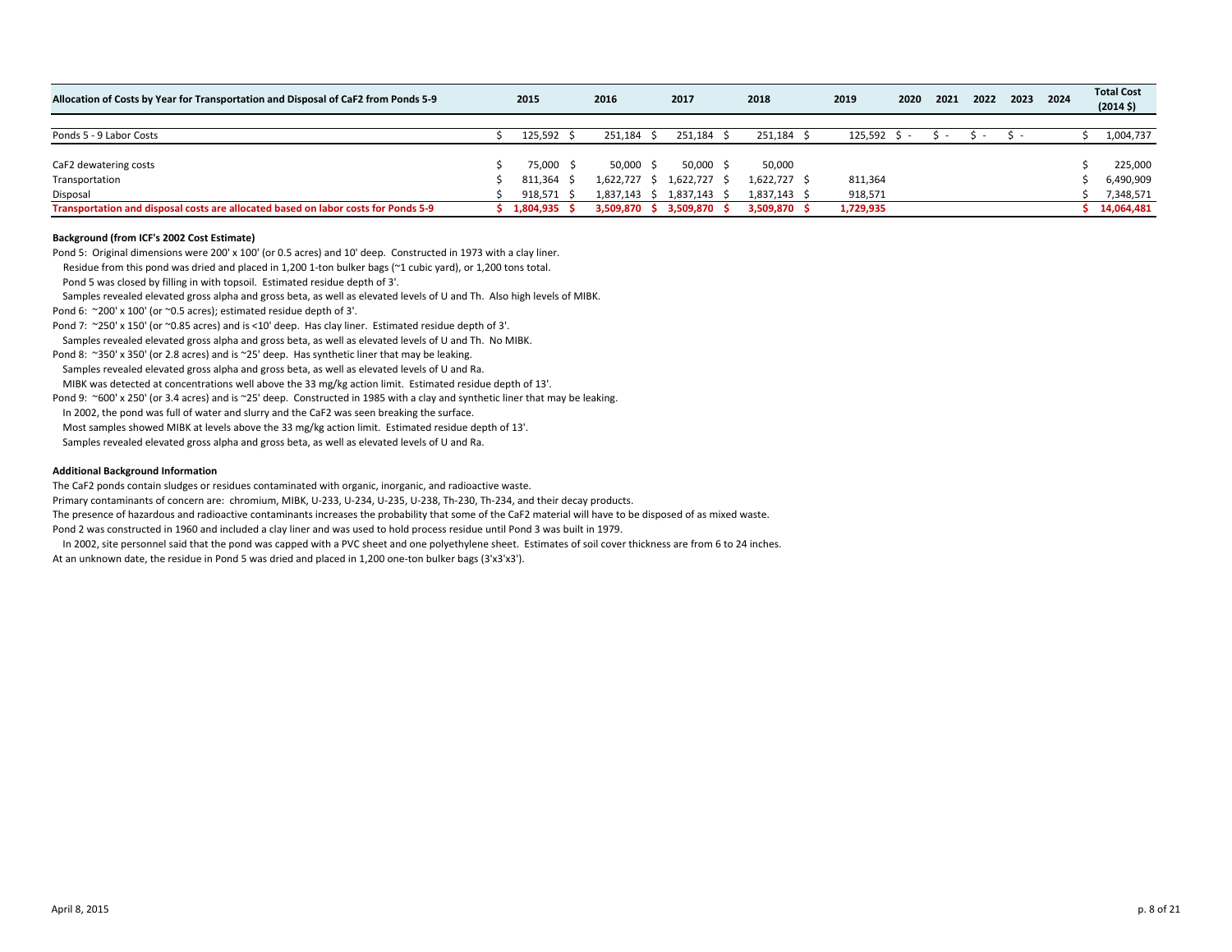| Allocation of Costs by Year for Transportation and Disposal of CaF2 from Ponds 5-9 | 2015 | 2016 | 2017 | 2018 | 2019 | 2020 | 2021 | 2022 | 2023 | 2024 | Total Cost (2014 $) |
|---|---|---|---|---|---|---|---|---|---|---|---|
| Ponds 5 - 9 Labor Costs | $ 125,592 | $ 251,184 | $ 251,184 | $ 251,184 | $ 125,592 | $ - | $ - | $ - | $ - | | $ 1,004,737 |
| CaF2 dewatering costs | $ 75,000 | $ 50,000 | $ 50,000 | $ 50,000 | | | | | | | $ 225,000 |
| Transportation | $ 811,364 | $ 1,622,727 | $ 1,622,727 | $ 1,622,727 | $ 811,364 | | | | | | $ 6,490,909 |
| Disposal | $ 918,571 | $ 1,837,143 | $ 1,837,143 | $ 1,837,143 | $ 918,571 | | | | | | $ 7,348,571 |
| **Transportation and disposal costs are allocated based on labor costs for Ponds 5-9** | **$ 1,804,935** | **$ 3,509,870** | **$ 3,509,870** | **$ 3,509,870** | **$ 1,729,935** | | | | | | **$ 14,064,481** |

**Background (from ICF's 2002 Cost Estimate)**

Pond 5: Original dimensions were 200' x 100' (or 0.5 acres) and 10' deep. Constructed in 1973 with a clay liner.
Residue from this pond was dried and placed in 1,200 1-ton bulker bags (~1 cubic yard), or 1,200 tons total.
Pond 5 was closed by filling in with topsoil. Estimated residue depth of 3'.
Samples revealed elevated gross alpha and gross beta, as well as elevated levels of U and Th. Also high levels of MIBK.

Pond 6: ~200' x 100' (or ~0.5 acres); estimated residue depth of 3'.

Pond 7: ~250' x 150' (or ~0.85 acres) and is <10' deep. Has clay liner. Estimated residue depth of 3'.
Samples revealed elevated gross alpha and gross beta, as well as elevated levels of U and Th. No MIBK.

Pond 8: ~350' x 350' (or 2.8 acres) and is ~25' deep. Has synthetic liner that may be leaking.
Samples revealed elevated gross alpha and gross beta, as well as elevated levels of U and Ra.
MIBK was detected at concentrations well above the 33 mg/kg action limit. Estimated residue depth of 13'.

Pond 9: ~600' x 250' (or 3.4 acres) and is ~25' deep. Constructed in 1985 with a clay and synthetic liner that may be leaking.
In 2002, the pond was full of water and slurry and the CaF2 was seen breaking the surface.
Most samples showed MIBK at levels above the 33 mg/kg action limit. Estimated residue depth of 13'.
Samples revealed elevated gross alpha and gross beta, as well as elevated levels of U and Ra.

**Additional Background Information**

The CaF2 ponds contain sludges or residues contaminated with organic, inorganic, and radioactive waste.
Primary contaminants of concern are: chromium, MIBK, U-233, U-234, U-235, U-238, Th-230, Th-234, and their decay products.
The presence of hazardous and radioactive contaminants increases the probability that some of the CaF2 material will have to be disposed of as mixed waste.
Pond 2 was constructed in 1960 and included a clay liner and was used to hold process residue until Pond 3 was built in 1979.
In 2002, site personnel said that the pond was capped with a PVC sheet and one polyethylene sheet. Estimates of soil cover thickness are from 6 to 24 inches.
At an unknown date, the residue in Pond 5 was dried and placed in 1,200 one-ton bulker bags (3'x3'x3').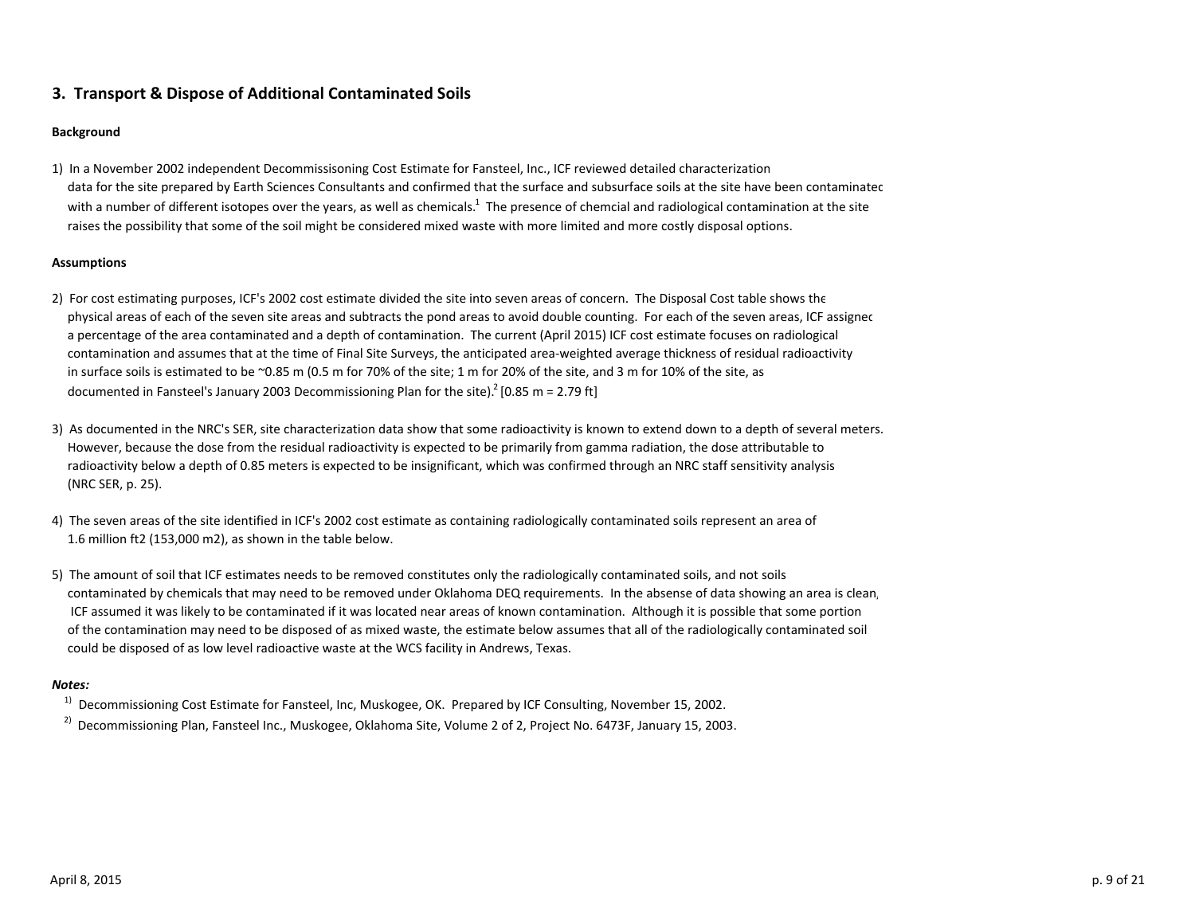## 3. Transport & Dispose of Additional Contaminated Soils

**Background**

1) In a November 2002 independent Decommissisoning Cost Estimate for Fansteel, Inc., ICF reviewed detailed characterization data for the site prepared by Earth Sciences Consultants and confirmed that the surface and subsurface soils at the site have been contaminated with a number of different isotopes over the years, as well as chemicals.[1] The presence of chemcial and radiological contamination at the site raises the possibility that some of the soil might be considered mixed waste with more limited and more costly disposal options.

**Assumptions**

2) For cost estimating purposes, ICF's 2002 cost estimate divided the site into seven areas of concern. The Disposal Cost table shows the physical areas of each of the seven site areas and subtracts the pond areas to avoid double counting. For each of the seven areas, ICF assigned a percentage of the area contaminated and a depth of contamination. The current (April 2015) ICF cost estimate focuses on radiological contamination and assumes that at the time of Final Site Surveys, the anticipated area-weighted average thickness of residual radioactivity in surface soils is estimated to be ~0.85 m (0.5 m for 70% of the site; 1 m for 20% of the site, and 3 m for 10% of the site, as documented in Fansteel's January 2003 Decommissioning Plan for the site).[2] [0.85 m = 2.79 ft]

3) As documented in the NRC's SER, site characterization data show that some radioactivity is known to extend down to a depth of several meters. However, because the dose from the residual radioactivity is expected to be primarily from gamma radiation, the dose attributable to radioactivity below a depth of 0.85 meters is expected to be insignificant, which was confirmed through an NRC staff sensitivity analysis (NRC SER, p. 25).

4) The seven areas of the site identified in ICF's 2002 cost estimate as containing radiologically contaminated soils represent an area of 1.6 million ft2 (153,000 m2), as shown in the table below.

5) The amount of soil that ICF estimates needs to be removed constitutes only the radiologically contaminated soils, and not soils contaminated by chemicals that may need to be removed under Oklahoma DEQ requirements. In the absense of data showing an area is clean, ICF assumed it was likely to be contaminated if it was located near areas of known contamination. Although it is possible that some portion of the contamination may need to be disposed of as mixed waste, the estimate below assumes that all of the radiologically contaminated soil could be disposed of as low level radioactive waste at the WCS facility in Andrews, Texas.

***Notes:***

[1] Decommissioning Cost Estimate for Fansteel, Inc, Muskogee, OK. Prepared by ICF Consulting, November 15, 2002.

[2] Decommissioning Plan, Fansteel Inc., Muskogee, Oklahoma Site, Volume 2 of 2, Project No. 6473F, January 15, 2003.

April 8, 2015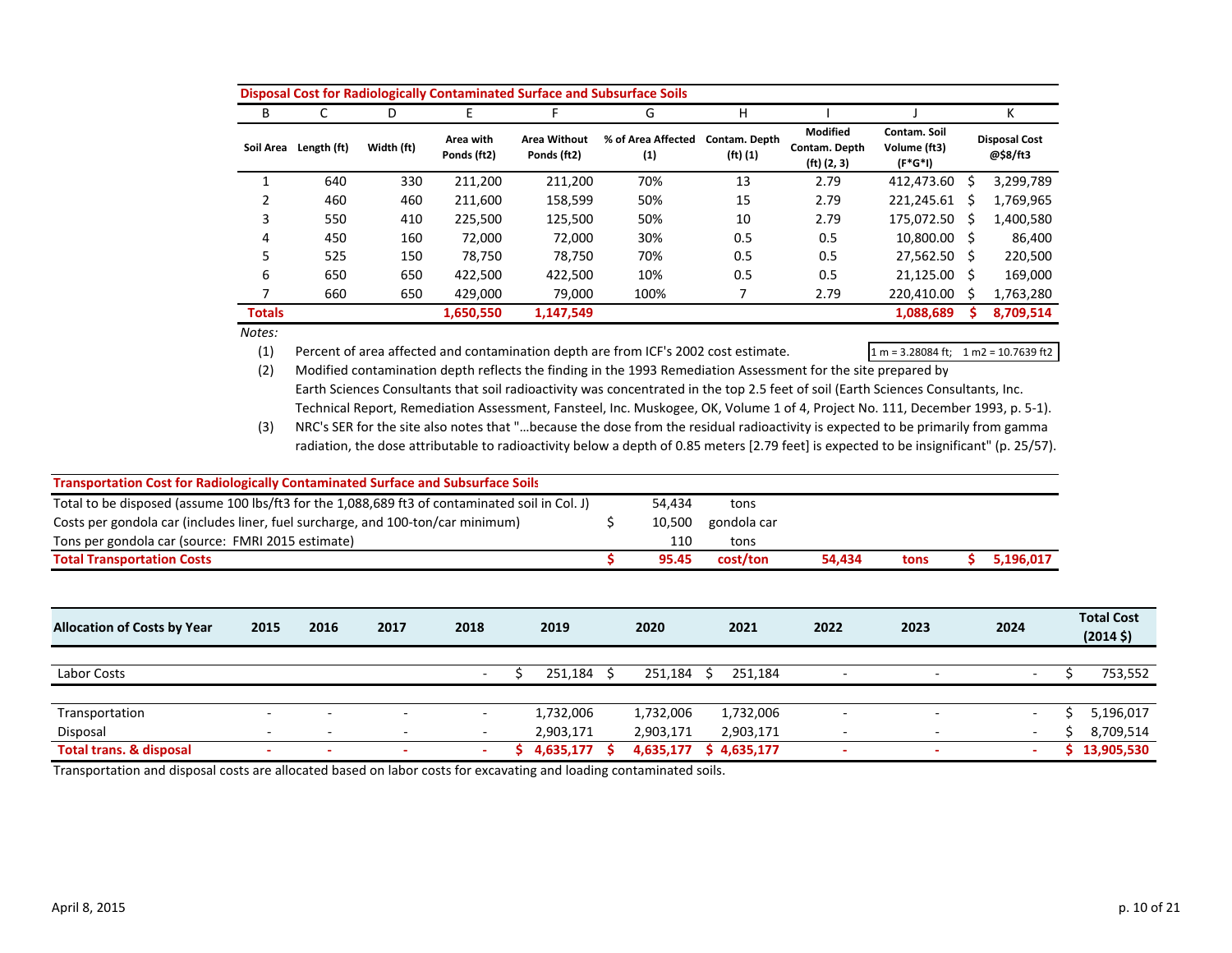**Disposal Cost for Radiologically Contaminated Surface and Subsurface Soils**

| B | C | D | E | F | G | H | I | J | K |
|---|---|---|---|---|---|---|---|---|---|
| Soil Area | Length (ft) | Width (ft) | Area with Ponds (ft2) | Area Without Ponds (ft2) | % of Area Affected (1) | Contam. Depth (ft) (1) | Modified Contam. Depth (ft) (2, 3) | Contam. Soil Volume (ft3) (F*G*I) | Disposal Cost @$8/ft3 |
| 1 | 640 | 330 | 211,200 | 211,200 | 70% | 13 | 2.79 | 412,473.60 | $ 3,299,789 |
| 2 | 460 | 460 | 211,600 | 158,599 | 50% | 15 | 2.79 | 221,245.61 | $ 1,769,965 |
| 3 | 550 | 410 | 225,500 | 125,500 | 50% | 10 | 2.79 | 175,072.50 | $ 1,400,580 |
| 4 | 450 | 160 | 72,000 | 72,000 | 30% | 0.5 | 0.5 | 10,800.00 | $ 86,400 |
| 5 | 525 | 150 | 78,750 | 78,750 | 70% | 0.5 | 0.5 | 27,562.50 | $ 220,500 |
| 6 | 650 | 650 | 422,500 | 422,500 | 10% | 0.5 | 0.5 | 21,125.00 | $ 169,000 |
| 7 | 660 | 650 | 429,000 | 79,000 | 100% | 7 | 2.79 | 220,410.00 | $ 1,763,280 |
| **Totals** | | | **1,650,550** | **1,147,549** | | | | **1,088,689** | **$ 8,709,514** |

*Notes:*

(1) Percent of area affected and contamination depth are from ICF's 2002 cost estimate.

1 m = 3.28084 ft; 1 m2 = 10.7639 ft2

(2) Modified contamination depth reflects the finding in the 1993 Remediation Assessment for the site prepared by Earth Sciences Consultants that soil radioactivity was concentrated in the top 2.5 feet of soil (Earth Sciences Consultants, Inc. Technical Report, Remediation Assessment, Fansteel, Inc. Muskogee, OK, Volume 1 of 4, Project No. 111, December 1993, p. 5-1).

(3) NRC's SER for the site also notes that "…because the dose from the residual radioactivity is expected to be primarily from gamma radiation, the dose attributable to radioactivity below a depth of 0.85 meters [2.79 feet] is expected to be insignificant" (p. 25/57).

**Transportation Cost for Radiologically Contaminated Surface and Subsurface Soils**

| | | | | | |
|---|---|---|---|---|---|
| Total to be disposed (assume 100 lbs/ft3 for the 1,088,689 ft3 of contaminated soil in Col. J) | 54,434 | tons | | | |
| Costs per gondola car (includes liner, fuel surcharge, and 100-ton/car minimum) | $ 10,500 | gondola car | | | |
| Tons per gondola car (source: FMRI 2015 estimate) | 110 | tons | | | |
| **Total Transportation Costs** | **$ 95.45** | **cost/ton** | **54,434** | **tons** | **$ 5,196,017** |

| Allocation of Costs by Year | 2015 | 2016 | 2017 | 2018 | 2019 | 2020 | 2021 | 2022 | 2023 | 2024 | Total Cost (2014 $) |
|---|---|---|---|---|---|---|---|---|---|---|---|
| Labor Costs | | | | - | $ 251,184 | $ 251,184 | $ 251,184 | - | - | - | $ 753,552 |
| Transportation | - | - | - | - | 1,732,006 | 1,732,006 | 1,732,006 | - | - | - | $ 5,196,017 |
| Disposal | - | - | - | - | 2,903,171 | 2,903,171 | 2,903,171 | - | - | - | $ 8,709,514 |
| **Total trans. & disposal** | **-** | **-** | **-** | **-** | **$ 4,635,177** | **$ 4,635,177** | **$ 4,635,177** | **-** | **-** | **-** | **$ 13,905,530** |

Transportation and disposal costs are allocated based on labor costs for excavating and loading contaminated soils.

April 8, 2015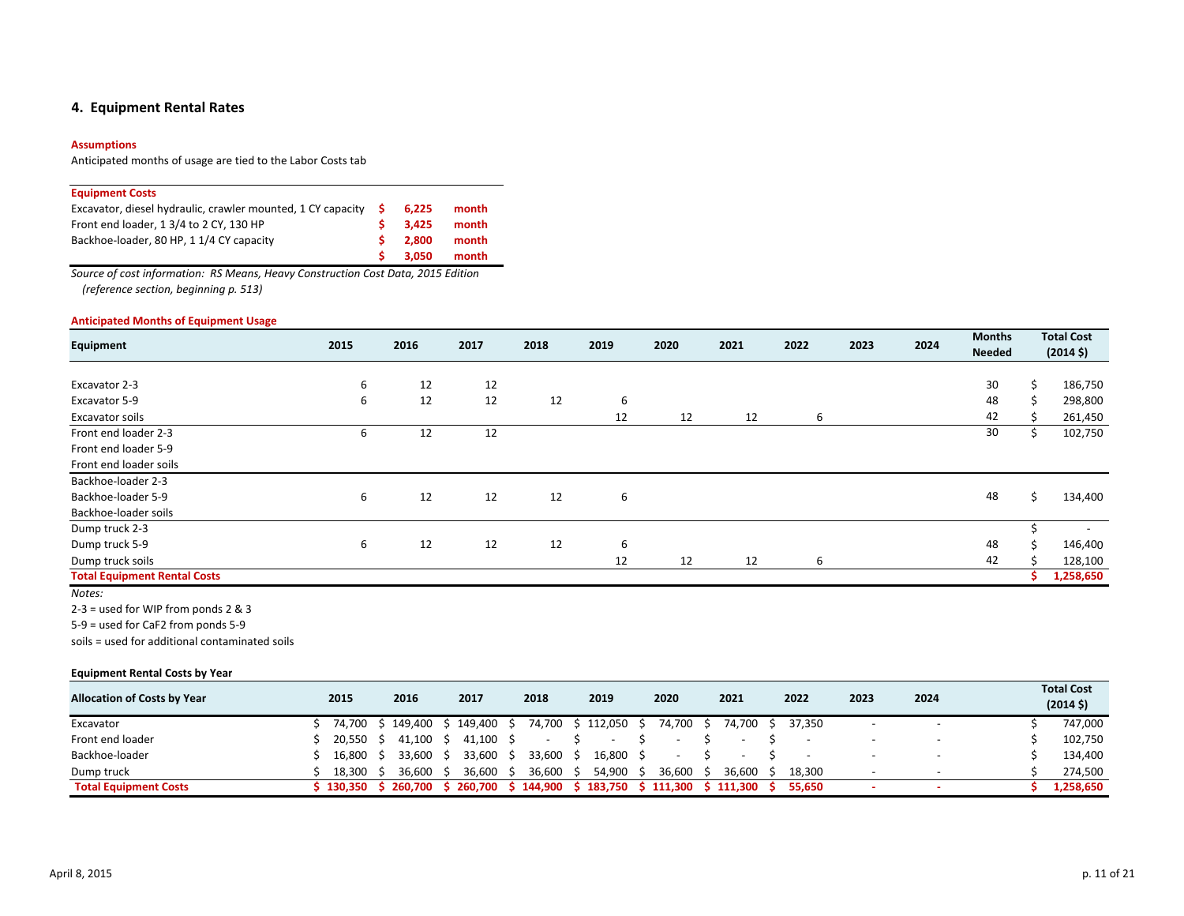## 4. Equipment Rental Rates

**Assumptions**

Anticipated months of usage are tied to the Labor Costs tab

| Equipment Costs | | |
|---|---|---|
| Excavator, diesel hydraulic, crawler mounted, 1 CY capacity | $ 6,225 | month |
| Front end loader, 1 3/4 to 2 CY, 130 HP | $ 3,425 | month |
| Backhoe-loader, 80 HP, 1 1/4 CY capacity | $ 2,800 | month |
| | $ 3,050 | month |

*Source of cost information: RS Means, Heavy Construction Cost Data, 2015 Edition (reference section, beginning p. 513)*

**Anticipated Months of Equipment Usage**

| Equipment | 2015 | 2016 | 2017 | 2018 | 2019 | 2020 | 2021 | 2022 | 2023 | 2024 | Months Needed | Total Cost (2014 $) |
|---|---|---|---|---|---|---|---|---|---|---|---|---|
| Excavator 2-3 | 6 | 12 | 12 | | | | | | | | 30 | $ 186,750 |
| Excavator 5-9 | 6 | 12 | 12 | 12 | 6 | | | | | | 48 | $ 298,800 |
| Excavator soils | | | | | 12 | 12 | 12 | 6 | | | 42 | $ 261,450 |
| Front end loader 2-3 | 6 | 12 | 12 | | | | | | | | 30 | $ 102,750 |
| Front end loader 5-9 | | | | | | | | | | | | |
| Front end loader soils | | | | | | | | | | | | |
| Backhoe-loader 2-3 | | | | | | | | | | | | |
| Backhoe-loader 5-9 | 6 | 12 | 12 | 12 | 6 | | | | | | 48 | $ 134,400 |
| Backhoe-loader soils | | | | | | | | | | | | |
| Dump truck 2-3 | | | | | | | | | | | | $ - |
| Dump truck 5-9 | 6 | 12 | 12 | 12 | 6 | | | | | | 48 | $ 146,400 |
| Dump truck soils | | | | | 12 | 12 | 12 | 6 | | | 42 | $ 128,100 |
| **Total Equipment Rental Costs** | | | | | | | | | | | | **$ 1,258,650** |

*Notes:*

2-3 = used for WIP from ponds 2 & 3

5-9 = used for CaF2 from ponds 5-9

soils = used for additional contaminated soils

**Equipment Rental Costs by Year**

| Allocation of Costs by Year | 2015 | 2016 | 2017 | 2018 | 2019 | 2020 | 2021 | 2022 | 2023 | 2024 | Total Cost (2014 $) |
|---|---|---|---|---|---|---|---|---|---|---|---|
| Excavator | $ 74,700 | $ 149,400 | $ 149,400 | $ 74,700 | $ 112,050 | $ 74,700 | $ 74,700 | $ 37,350 | - | - | $ 747,000 |
| Front end loader | $ 20,550 | $ 41,100 | $ 41,100 | $ - | $ - | $ - | $ - | $ - | - | - | $ 102,750 |
| Backhoe-loader | $ 16,800 | $ 33,600 | $ 33,600 | $ 33,600 | $ 16,800 | $ - | $ - | $ - | - | - | $ 134,400 |
| Dump truck | $ 18,300 | $ 36,600 | $ 36,600 | $ 36,600 | $ 54,900 | $ 36,600 | $ 36,600 | $ 18,300 | - | - | $ 274,500 |
| **Total Equipment Costs** | **$ 130,350** | **$ 260,700** | **$ 260,700** | **$ 144,900** | **$ 183,750** | **$ 111,300** | **$ 111,300** | **$ 55,650** | **-** | **-** | **$ 1,258,650** |

April 8, 2015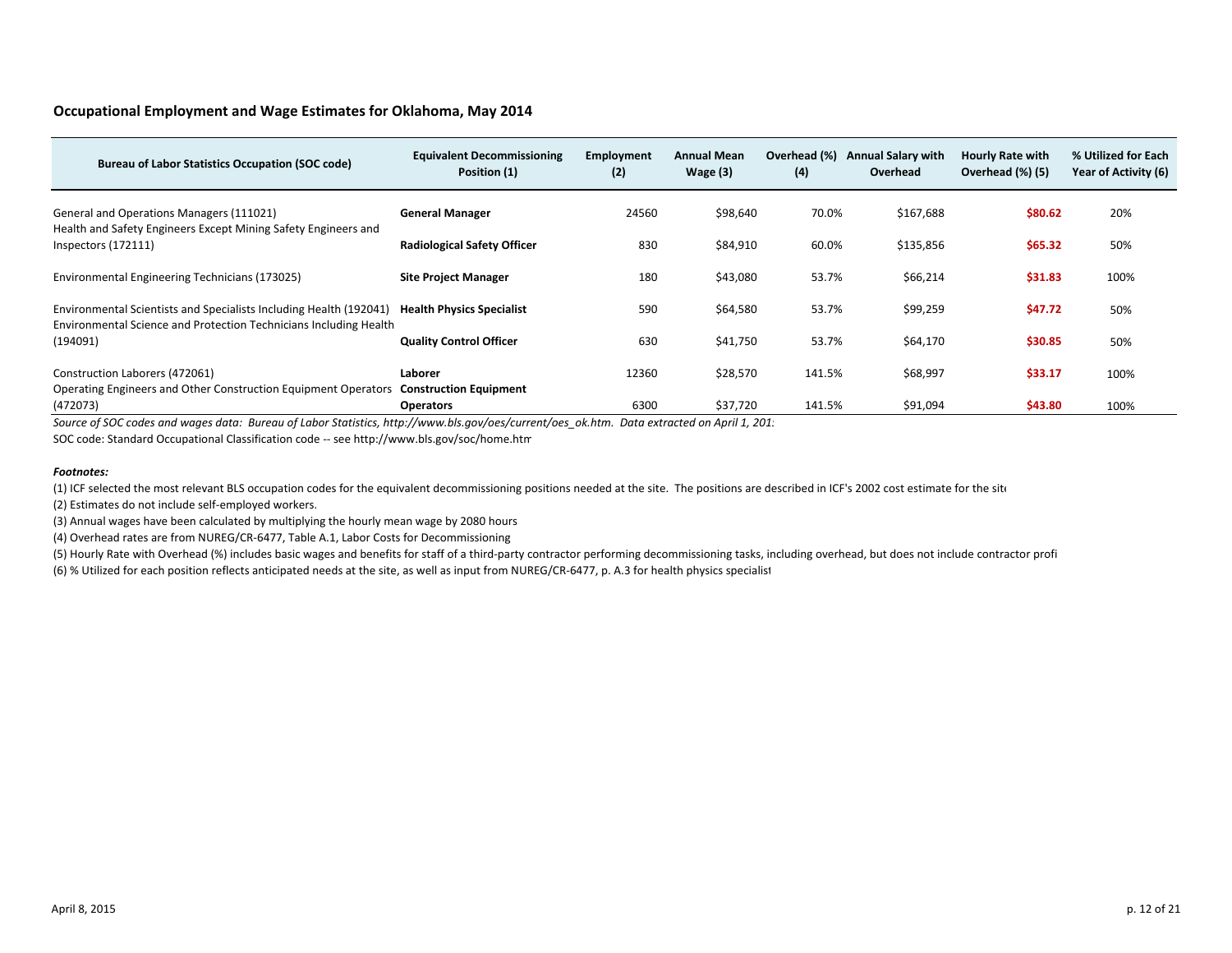## Occupational Employment and Wage Estimates for Oklahoma, May 2014

| Bureau of Labor Statistics Occupation (SOC code) | Equivalent Decommissioning Position (1) | Employment (2) | Annual Mean Wage (3) | Overhead (%) (4) | Annual Salary with Overhead | Hourly Rate with Overhead (%) (5) | % Utilized for Each Year of Activity (6) |
|---|---|---|---|---|---|---|---|
| General and Operations Managers (111021) | **General Manager** | 24560 | $98,640 | 70.0% | $167,688 | **$80.62** | 20% |
| Health and Safety Engineers Except Mining Safety Engineers and Inspectors (172111) | **Radiological Safety Officer** | 830 | $84,910 | 60.0% | $135,856 | **$65.32** | 50% |
| Environmental Engineering Technicians (173025) | **Site Project Manager** | 180 | $43,080 | 53.7% | $66,214 | **$31.83** | 100% |
| Environmental Scientists and Specialists Including Health (192041) | **Health Physics Specialist** | 590 | $64,580 | 53.7% | $99,259 | **$47.72** | 50% |
| Environmental Science and Protection Technicians Including Health (194091) | **Quality Control Officer** | 630 | $41,750 | 53.7% | $64,170 | **$30.85** | 50% |
| Construction Laborers (472061) | **Laborer** | 12360 | $28,570 | 141.5% | $68,997 | **$33.17** | 100% |
| Operating Engineers and Other Construction Equipment Operators (472073) | **Construction Equipment Operators** | 6300 | $37,720 | 141.5% | $91,094 | **$43.80** | 100% |

*Source of SOC codes and wages data: Bureau of Labor Statistics, http://www.bls.gov/oes/current/oes_ok.htm. Data extracted on April 1, 201*

SOC code: Standard Occupational Classification code -- see http://www.bls.gov/soc/home.htm

***Footnotes:***

(1) ICF selected the most relevant BLS occupation codes for the equivalent decommissioning positions needed at the site. The positions are described in ICF's 2002 cost estimate for the site

(2) Estimates do not include self-employed workers.

(3) Annual wages have been calculated by multiplying the hourly mean wage by 2080 hours

(4) Overhead rates are from NUREG/CR-6477, Table A.1, Labor Costs for Decommissioning

(5) Hourly Rate with Overhead (%) includes basic wages and benefits for staff of a third-party contractor performing decommissioning tasks, including overhead, but does not include contractor profi

(6) % Utilized for each position reflects anticipated needs at the site, as well as input from NUREG/CR-6477, p. A.3 for health physics specialist

April 8, 2015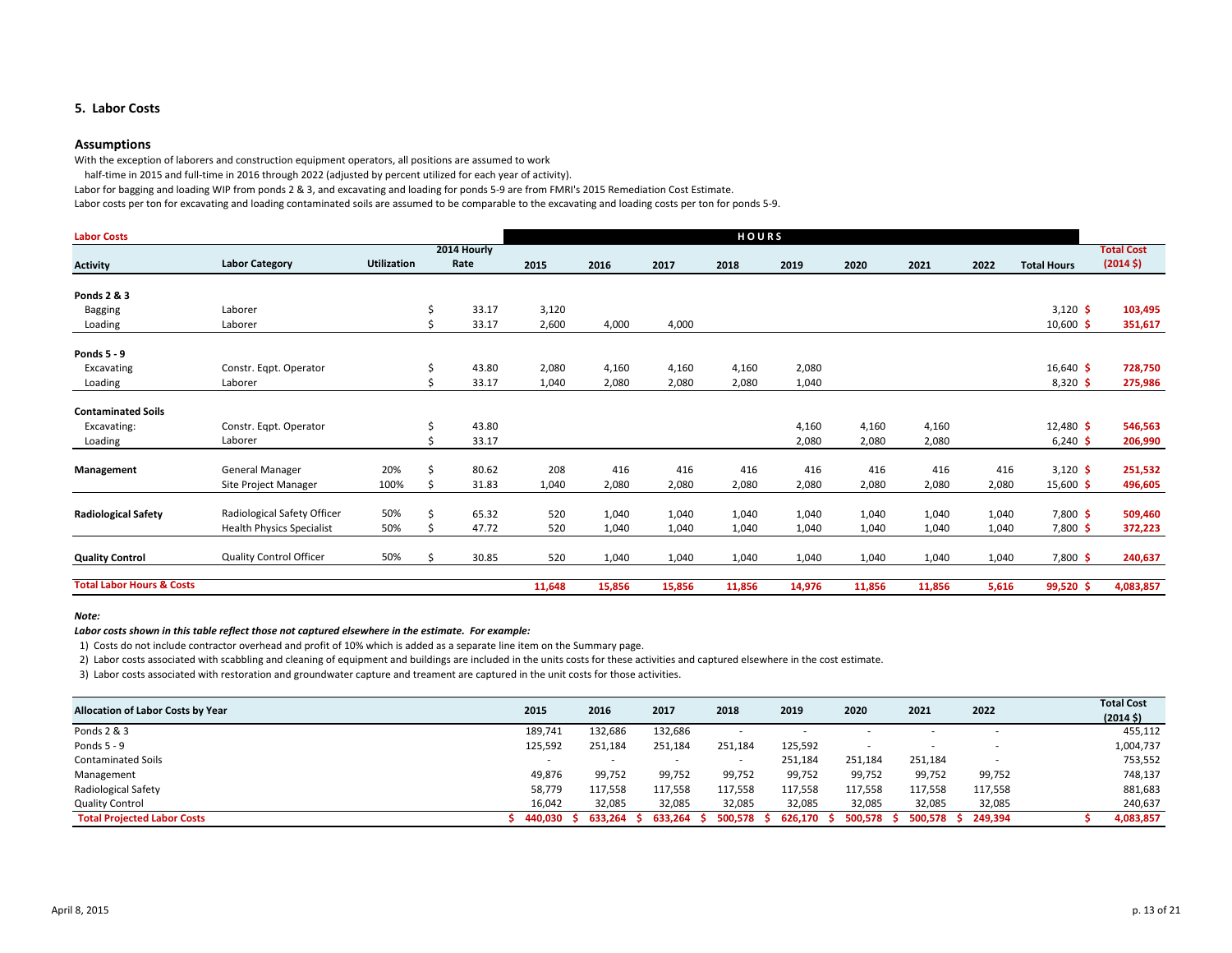## 5. Labor Costs

### Assumptions

With the exception of laborers and construction equipment operators, all positions are assumed to work half-time in 2015 and full-time in 2016 through 2022 (adjusted by percent utilized for each year of activity).

Labor for bagging and loading WIP from ponds 2 & 3, and excavating and loading for ponds 5-9 are from FMRI's 2015 Remediation Cost Estimate.

Labor costs per ton for excavating and loading contaminated soils are assumed to be comparable to the excavating and loading costs per ton for ponds 5-9.

| Labor Costs | | | | HOURS | | | | | | | | | |
|---|---|---|---|---|---|---|---|---|---|---|---|---|---|
| Activity | Labor Category | Utilization | 2014 Hourly Rate | 2015 | 2016 | 2017 | 2018 | 2019 | 2020 | 2021 | 2022 | Total Hours | Total Cost (2014 $) |
| **Ponds 2 & 3** | | | | | | | | | | | | | |
| Bagging | Laborer | | $ 33.17 | 3,120 | | | | | | | | 3,120 | $ 103,495 |
| Loading | Laborer | | $ 33.17 | 2,600 | 4,000 | 4,000 | | | | | | 10,600 | $ 351,617 |
| **Ponds 5 - 9** | | | | | | | | | | | | | |
| Excavating | Constr. Eqpt. Operator | | $ 43.80 | 2,080 | 4,160 | 4,160 | 4,160 | 2,080 | | | | 16,640 | $ 728,750 |
| Loading | Laborer | | $ 33.17 | 1,040 | 2,080 | 2,080 | 2,080 | 1,040 | | | | 8,320 | $ 275,986 |
| **Contaminated Soils** | | | | | | | | | | | | | |
| Excavating: | Constr. Eqpt. Operator | | $ 43.80 | | | | | 4,160 | 4,160 | 4,160 | | 12,480 | $ 546,563 |
| Loading | Laborer | | $ 33.17 | | | | | 2,080 | 2,080 | 2,080 | | 6,240 | $ 206,990 |
| **Management** | General Manager | 20% | $ 80.62 | 208 | 416 | 416 | 416 | 416 | 416 | 416 | 416 | 3,120 | $ 251,532 |
| | Site Project Manager | 100% | $ 31.83 | 1,040 | 2,080 | 2,080 | 2,080 | 2,080 | 2,080 | 2,080 | 2,080 | 15,600 | $ 496,605 |
| **Radiological Safety** | Radiological Safety Officer | 50% | $ 65.32 | 520 | 1,040 | 1,040 | 1,040 | 1,040 | 1,040 | 1,040 | 1,040 | 7,800 | $ 509,460 |
| | Health Physics Specialist | 50% | $ 47.72 | 520 | 1,040 | 1,040 | 1,040 | 1,040 | 1,040 | 1,040 | 1,040 | 7,800 | $ 372,223 |
| **Quality Control** | Quality Control Officer | 50% | $ 30.85 | 520 | 1,040 | 1,040 | 1,040 | 1,040 | 1,040 | 1,040 | 1,040 | 7,800 | $ 240,637 |
| **Total Labor Hours & Costs** | | | | **11,648** | **15,856** | **15,856** | **11,856** | **14,976** | **11,856** | **11,856** | **5,616** | **99,520** | **$ 4,083,857** |

***Note:***

***Labor costs shown in this table reflect those not captured elsewhere in the estimate. For example:***

1) Costs do not include contractor overhead and profit of 10% which is added as a separate line item on the Summary page.
2) Labor costs associated with scabbling and cleaning of equipment and buildings are included in the units costs for these activities and captured elsewhere in the cost estimate.
3) Labor costs associated with restoration and groundwater capture and treament are captured in the unit costs for those activities.

| Allocation of Labor Costs by Year | 2015 | 2016 | 2017 | 2018 | 2019 | 2020 | 2021 | 2022 | Total Cost (2014 $) |
|---|---|---|---|---|---|---|---|---|---|
| Ponds 2 & 3 | 189,741 | 132,686 | 132,686 | - | - | - | - | - | 455,112 |
| Ponds 5 - 9 | 125,592 | 251,184 | 251,184 | 251,184 | 125,592 | - | - | - | 1,004,737 |
| Contaminated Soils | - | - | - | - | 251,184 | 251,184 | 251,184 | - | 753,552 |
| Management | 49,876 | 99,752 | 99,752 | 99,752 | 99,752 | 99,752 | 99,752 | 99,752 | 748,137 |
| Radiological Safety | 58,779 | 117,558 | 117,558 | 117,558 | 117,558 | 117,558 | 117,558 | 117,558 | 881,683 |
| Quality Control | 16,042 | 32,085 | 32,085 | 32,085 | 32,085 | 32,085 | 32,085 | 32,085 | 240,637 |
| **Total Projected Labor Costs** | **$ 440,030** | **$ 633,264** | **$ 633,264** | **$ 500,578** | **$ 626,170** | **$ 500,578** | **$ 500,578** | **$ 249,394** | **$ 4,083,857** |

April 8, 2015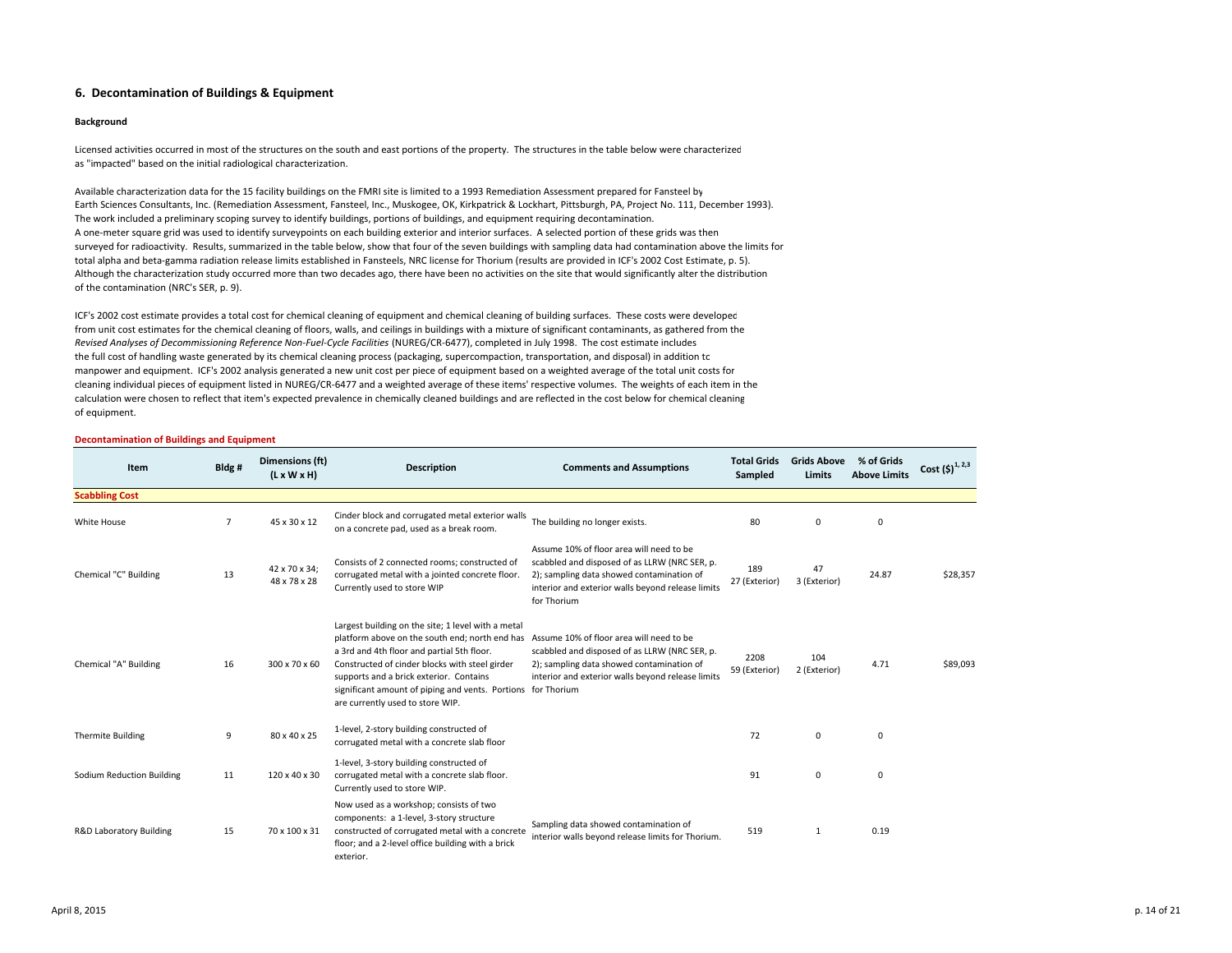## 6. Decontamination of Buildings & Equipment

**Background**

Licensed activities occurred in most of the structures on the south and east portions of the property. The structures in the table below were characterized as "impacted" based on the initial radiological characterization.

Available characterization data for the 15 facility buildings on the FMRI site is limited to a 1993 Remediation Assessment prepared for Fansteel by Earth Sciences Consultants, Inc. (Remediation Assessment, Fansteel, Inc., Muskogee, OK, Kirkpatrick & Lockhart, Pittsburgh, PA, Project No. 111, December 1993). The work included a preliminary scoping survey to identify buildings, portions of buildings, and equipment requiring decontamination. A one-meter square grid was used to identify surveypoints on each building exterior and interior surfaces. A selected portion of these grids was then surveyed for radioactivity. Results, summarized in the table below, show that four of the seven buildings with sampling data had contamination above the limits for total alpha and beta-gamma radiation release limits established in Fansteels, NRC license for Thorium (results are provided in ICF's 2002 Cost Estimate, p. 5). Although the characterization study occurred more than two decades ago, there have been no activities on the site that would significantly alter the distribution of the contamination (NRC's SER, p. 9).

ICF's 2002 cost estimate provides a total cost for chemical cleaning of equipment and chemical cleaning of building surfaces. These costs were developed from unit cost estimates for the chemical cleaning of floors, walls, and ceilings in buildings with a mixture of significant contaminants, as gathered from the *Revised Analyses of Decommissioning Reference Non-Fuel-Cycle Facilities* (NUREG/CR-6477), completed in July 1998. The cost estimate includes the full cost of handling waste generated by its chemical cleaning process (packaging, supercompaction, transportation, and disposal) in addition to manpower and equipment. ICF's 2002 analysis generated a new unit cost per piece of equipment based on a weighted average of the total unit costs for cleaning individual pieces of equipment listed in NUREG/CR-6477 and a weighted average of these items' respective volumes. The weights of each item in the calculation were chosen to reflect that item's expected prevalence in chemically cleaned buildings and are reflected in the cost below for chemical cleaning of equipment.

**Decontamination of Buildings and Equipment**

| Item | Bldg # | Dimensions (ft) (L x W x H) | Description | Comments and Assumptions | Total Grids Sampled | Grids Above Limits | % of Grids Above Limits | Cost ($)[1, 2,3] |
|---|---|---|---|---|---|---|---|---|
| **Scabbling Cost** | | | | | | | | |
| White House | 7 | 45 x 30 x 12 | Cinder block and corrugated metal exterior walls on a concrete pad, used as a break room. | The building no longer exists. | 80 | 0 | 0 | |
| Chemical "C" Building | 13 | 42 x 70 x 34; 48 x 78 x 28 | Consists of 2 connected rooms; constructed of corrugated metal with a jointed concrete floor. Currently used to store WIP | Assume 10% of floor area will need to be scabbled and disposed of as LLRW (NRC SER, p. 2); sampling data showed contamination of interior and exterior walls beyond release limits for Thorium | 189 27 (Exterior) | 47 3 (Exterior) | 24.87 | $28,357 |
| Chemical "A" Building | 16 | 300 x 70 x 60 | Largest building on the site; 1 level with a metal platform above on the south end; north end has a 3rd and 4th floor and partial 5th floor. Constructed of cinder blocks with steel girder supports and a brick exterior. Contains significant amount of piping and vents. Portions are currently used to store WIP. | Assume 10% of floor area will need to be scabbled and disposed of as LLRW (NRC SER, p. 2); sampling data showed contamination of interior and exterior walls beyond release limits for Thorium | 2208 59 (Exterior) | 104 2 (Exterior) | 4.71 | $89,093 |
| Thermite Building | 9 | 80 x 40 x 25 | 1-level, 2-story building constructed of corrugated metal with a concrete slab floor | | 72 | 0 | 0 | |
| Sodium Reduction Building | 11 | 120 x 40 x 30 | 1-level, 3-story building constructed of corrugated metal with a concrete slab floor. Currently used to store WIP. | | 91 | 0 | 0 | |
| R&D Laboratory Building | 15 | 70 x 100 x 31 | Now used as a workshop; consists of two components: a 1-level, 3-story structure constructed of corrugated metal with a concrete floor; and a 2-level office building with a brick exterior. | Sampling data showed contamination of interior walls beyond release limits for Thorium. | 519 | 1 | 0.19 | |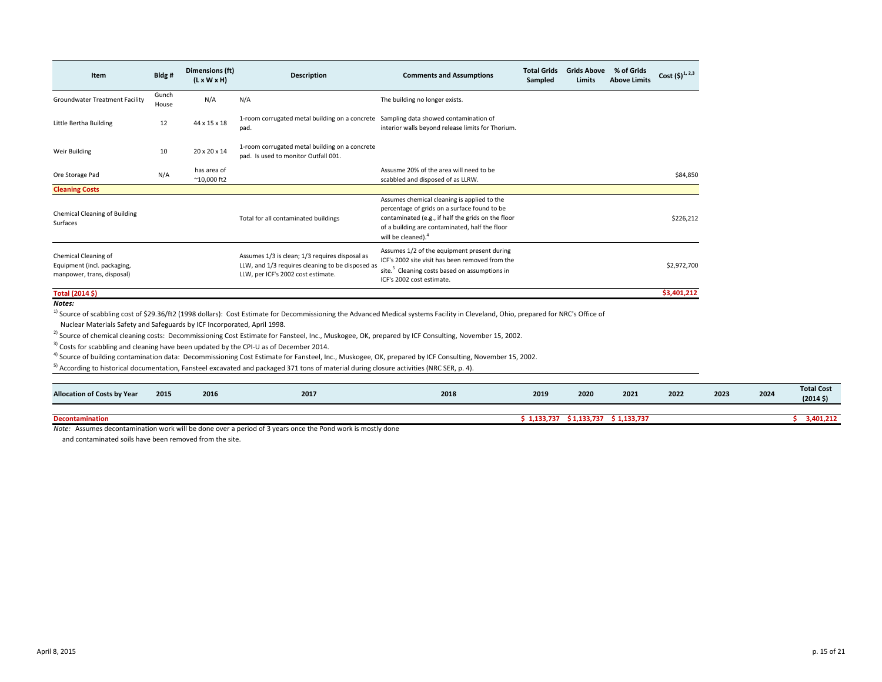| Item | Bldg # | Dimensions (ft) (L x W x H) | Description | Comments and Assumptions | Total Grids Sampled | Grids Above Limits | % of Grids Above Limits | Cost ($)[1, 2,3] |
|---|---|---|---|---|---|---|---|---|
| Groundwater Treatment Facility | Gunch House | N/A | N/A | The building no longer exists. | | | | |
| Little Bertha Building | 12 | 44 x 15 x 18 | 1-room corrugated metal building on a concrete pad. | Sampling data showed contamination of interior walls beyond release limits for Thorium. | | | | |
| Weir Building | 10 | 20 x 20 x 14 | 1-room corrugated metal building on a concrete pad. Is used to monitor Outfall 001. | | | | | |
| Ore Storage Pad | N/A | has area of ~10,000 ft2 | | Assusme 20% of the area will need to be scabbled and disposed of as LLRW. | | | | $84,850 |
| **Cleaning Costs** | | | | | | | | |
| Chemical Cleaning of Building Surfaces | | | Total for all contaminated buildings | Assumes chemical cleaning is applied to the percentage of grids on a surface found to be contaminated (e.g., if half the grids on the floor of a building are contaminated, half the floor will be cleaned).[4] | | | | $226,212 |
| Chemical Cleaning of Equipment (incl. packaging, manpower, trans, disposal) | | | Assumes 1/3 is clean; 1/3 requires disposal as LLW, and 1/3 requires cleaning to be disposed as LLW, per ICF's 2002 cost estimate. | Assumes 1/2 of the equipment present during ICF's 2002 site visit has been removed from the site.[5] Cleaning costs based on assumptions in ICF's 2002 cost estimate. | | | | $2,972,700 |
| **Total (2014 $)** | | | | | | | | **$3,401,212** |

***Notes:***

[1] Source of scabbling cost of $29.36/ft2 (1998 dollars): Cost Estimate for Decommissioning the Advanced Medical systems Facility in Cleveland, Ohio, prepared for NRC's Office of Nuclear Materials Safety and Safeguards by ICF Incorporated, April 1998.

[2] Source of chemical cleaning costs: Decommissioning Cost Estimate for Fansteel, Inc., Muskogee, OK, prepared by ICF Consulting, November 15, 2002.

[3] Costs for scabbling and cleaning have been updated by the CPI-U as of December 2014.

[4] Source of building contamination data: Decommissioning Cost Estimate for Fansteel, Inc., Muskogee, OK, prepared by ICF Consulting, November 15, 2002.

[5] According to historical documentation, Fansteel excavated and packaged 371 tons of material during closure activities (NRC SER, p. 4).

| Allocation of Costs by Year | 2015 | 2016 | 2017 | 2018 | 2019 | 2020 | 2021 | 2022 | 2023 | 2024 | Total Cost (2014 $) |
|---|---|---|---|---|---|---|---|---|---|---|---|
| **Decontamination** | | | | | $ 1,133,737 | $ 1,133,737 | $ 1,133,737 | | | | $ 3,401,212 |

*Note:* Assumes decontamination work will be done over a period of 3 years once the Pond work is mostly done and contaminated soils have been removed from the site.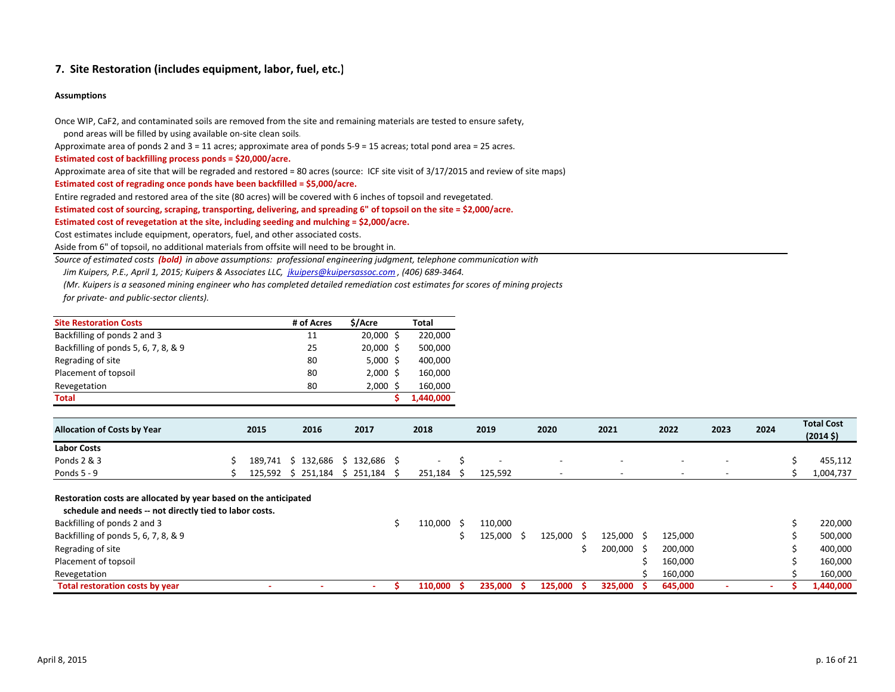## 7. Site Restoration (includes equipment, labor, fuel, etc.)

**Assumptions**

Once WIP, $CaF_2$, and contaminated soils are removed from the site and remaining materials are tested to ensure safety, pond areas will be filled by using available on-site clean soils.

Approximate area of ponds 2 and 3 = 11 acres; approximate area of ponds 5-9 = 15 acreas; total pond area = 25 acres.

**Estimated cost of backfilling process ponds = $20,000/acre.**

Approximate area of site that will be regraded and restored = 80 acres (source: ICF site visit of 3/17/2015 and review of site maps)

**Estimated cost of regrading once ponds have been backfilled = $5,000/acre.**

Entire regraded and restored area of the site (80 acres) will be covered with 6 inches of topsoil and revegetated.

**Estimated cost of sourcing, scraping, transporting, delivering, and spreading 6" of topsoil on the site = $2,000/acre.**

**Estimated cost of revegetation at the site, including seeding and mulching = $2,000/acre.**

Cost estimates include equipment, operators, fuel, and other associated costs.

Aside from 6" of topsoil, no additional materials from offsite will need to be brought in.

*Source of estimated costs **(bold)** in above assumptions: professional engineering judgment, telephone communication with Jim Kuipers, P.E., April 1, 2015; Kuipers & Associates LLC, jkuipers@kuipersassoc.com, (406) 689-3464. (Mr. Kuipers is a seasoned mining engineer who has completed detailed remediation cost estimates for scores of mining projects for private- and public-sector clients).*

| Site Restoration Costs | # of Acres | $/Acre | Total |
|---|---|---|---|
| Backfilling of ponds 2 and 3 | 11 | 20,000 | $ 220,000 |
| Backfilling of ponds 5, 6, 7, 8, & 9 | 25 | 20,000 | $ 500,000 |
| Regrading of site | 80 | 5,000 | $ 400,000 |
| Placement of topsoil | 80 | 2,000 | $ 160,000 |
| Revegetation | 80 | 2,000 | $ 160,000 |
| **Total** | | | **$ 1,440,000** |

| Allocation of Costs by Year | 2015 | 2016 | 2017 | 2018 | 2019 | 2020 | 2021 | 2022 | 2023 | 2024 | Total Cost (2014 $) |
|---|---|---|---|---|---|---|---|---|---|---|---|
| **Labor Costs** | | | | | | | | | | | |
| Ponds 2 & 3 | $ 189,741 | $ 132,686 | $ 132,686 | $ - | $ - | - | - | - | - | | $ 455,112 |
| Ponds 5 - 9 | $ 125,592 | $ 251,184 | $ 251,184 | $ 251,184 | $ 125,592 | - | - | - | - | | $ 1,004,737 |
| **Restoration costs are allocated by year based on the anticipated schedule and needs -- not directly tied to labor costs.** | | | | | | | | | | | |
| Backfilling of ponds 2 and 3 | | | | $ 110,000 | $ 110,000 | | | | | | $ 220,000 |
| Backfilling of ponds 5, 6, 7, 8, & 9 | | | | | $ 125,000 | $ 125,000 | $ 125,000 | $ 125,000 | | | $ 500,000 |
| Regrading of site | | | | | | | $ 200,000 | $ 200,000 | | | $ 400,000 |
| Placement of topsoil | | | | | | | | $ 160,000 | | | $ 160,000 |
| Revegetation | | | | | | | | $ 160,000 | | | $ 160,000 |
| **Total restoration costs by year** | - | - | - | **$ 110,000** | **$ 235,000** | **$ 125,000** | **$ 325,000** | **$ 645,000** | - | - | **$ 1,440,000** |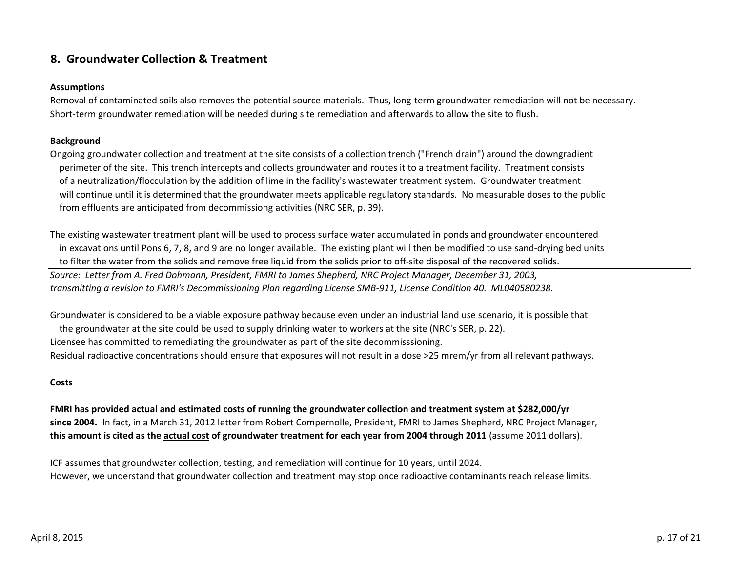## 8. Groundwater Collection & Treatment

**Assumptions**

Removal of contaminated soils also removes the potential source materials. Thus, long-term groundwater remediation will not be necessary.
Short-term groundwater remediation will be needed during site remediation and afterwards to allow the site to flush.

**Background**

Ongoing groundwater collection and treatment at the site consists of a collection trench ("French drain") around the downgradient perimeter of the site. This trench intercepts and collects groundwater and routes it to a treatment facility. Treatment consists of a neutralization/flocculation by the addition of lime in the facility's wastewater treatment system. Groundwater treatment will continue until it is determined that the groundwater meets applicable regulatory standards. No measurable doses to the public from effluents are anticipated from decommissiong activities (NRC SER, p. 39).

The existing wastewater treatment plant will be used to process surface water accumulated in ponds and groundwater encountered in excavations until Pons 6, 7, 8, and 9 are no longer available. The existing plant will then be modified to use sand-drying bed units to filter the water from the solids and remove free liquid from the solids prior to off-site disposal of the recovered solids.

*Source: Letter from A. Fred Dohmann, President, FMRI to James Shepherd, NRC Project Manager, December 31, 2003, transmitting a revision to FMRI's Decommissioning Plan regarding License SMB-911, License Condition 40. ML040580238.*

Groundwater is considered to be a viable exposure pathway because even under an industrial land use scenario, it is possible that the groundwater at the site could be used to supply drinking water to workers at the site (NRC's SER, p. 22).
Licensee has committed to remediating the groundwater as part of the site decommisssioning.
Residual radioactive concentrations should ensure that exposures will not result in a dose >25 mrem/yr from all relevant pathways.

**Costs**

**FMRI has provided actual and estimated costs of running the groundwater collection and treatment system at $282,000/yr since 2004.** In fact, in a March 31, 2012 letter from Robert Compernolle, President, FMRI to James Shepherd, NRC Project Manager, **this amount is cited as the <u>actual cost</u> of groundwater treatment for each year from 2004 through 2011** (assume 2011 dollars).

ICF assumes that groundwater collection, testing, and remediation will continue for 10 years, until 2024.
However, we understand that groundwater collection and treatment may stop once radioactive contaminants reach release limits.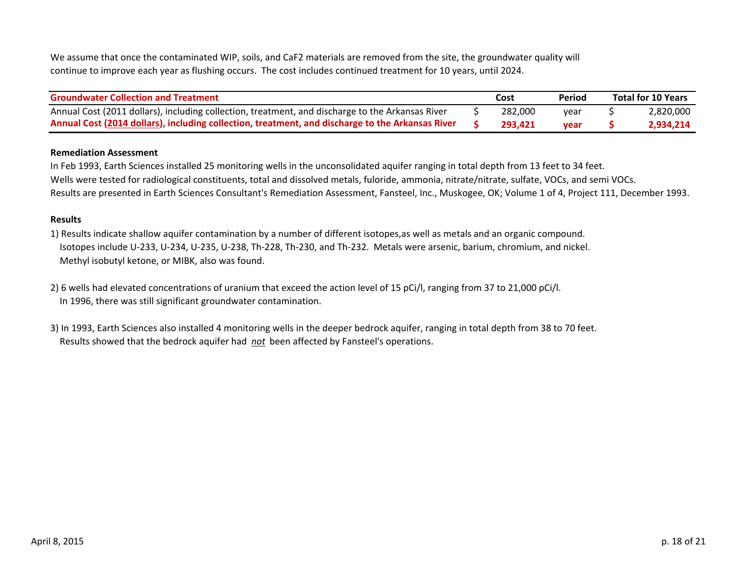We assume that once the contaminated WIP, soils, and CaF2 materials are removed from the site, the groundwater quality will continue to improve each year as flushing occurs. The cost includes continued treatment for 10 years, until 2024.

| Groundwater Collection and Treatment | Cost | Period | Total for 10 Years |
|---|---|---|---|
| Annual Cost (2011 dollars), including collection, treatment, and discharge to the Arkansas River | $ 282,000 | year | $ 2,820,000 |
| **Annual Cost (2014 dollars), including collection, treatment, and discharge to the Arkansas River** | **$ 293,421** | **year** | **$ 2,934,214** |

**Remediation Assessment**

In Feb 1993, Earth Sciences installed 25 monitoring wells in the unconsolidated aquifer ranging in total depth from 13 feet to 34 feet.
Wells were tested for radiological constituents, total and dissolved metals, fuloride, ammonia, nitrate/nitrate, sulfate, VOCs, and semi VOCs.
Results are presented in Earth Sciences Consultant's Remediation Assessment, Fansteel, Inc., Muskogee, OK; Volume 1 of 4, Project 111, December 1993.

**Results**

1) Results indicate shallow aquifer contamination by a number of different isotopes,as well as metals and an organic compound.
   Isotopes include U-233, U-234, U-235, U-238, Th-228, Th-230, and Th-232. Metals were arsenic, barium, chromium, and nickel.
   Methyl isobutyl ketone, or MIBK, also was found.

2) 6 wells had elevated concentrations of uranium that exceed the action level of 15 pCi/l, ranging from 37 to 21,000 pCi/l.
   In 1996, there was still significant groundwater contamination.

3) In 1993, Earth Sciences also installed 4 monitoring wells in the deeper bedrock aquifer, ranging in total depth from 38 to 70 feet.
   Results showed that the bedrock aquifer had *not* been affected by Fansteel's operations.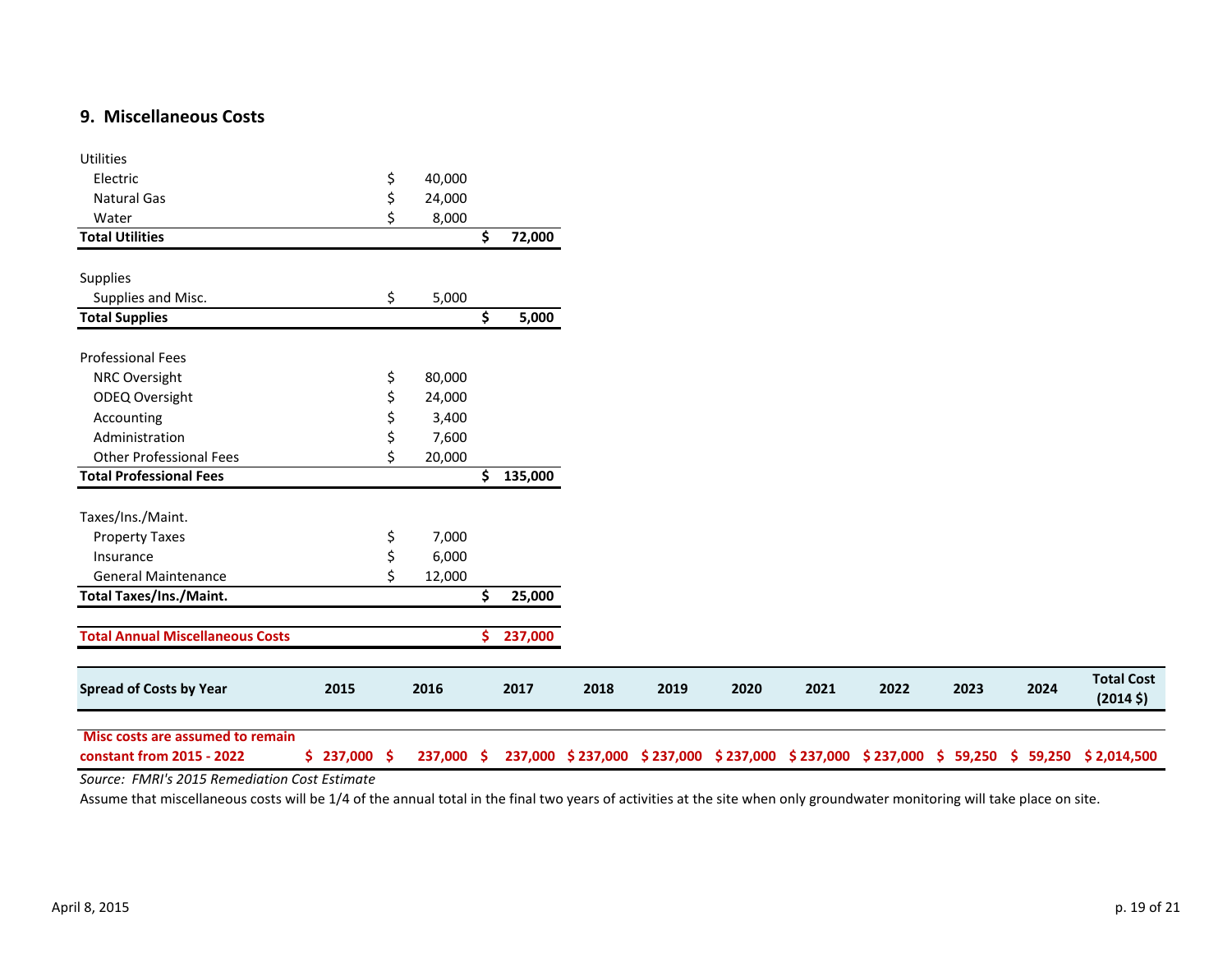## 9. Miscellaneous Costs

| | | |
|---|---|---|
| Utilities | | |
| Electric | $ 40,000 | |
| Natural Gas | $ 24,000 | |
| Water | $ 8,000 | |
| **Total Utilities** | | **$ 72,000** |
| | | |
| Supplies | | |
| Supplies and Misc. | $ 5,000 | |
| **Total Supplies** | | **$ 5,000** |
| | | |
| Professional Fees | | |
| NRC Oversight | $ 80,000 | |
| ODEQ Oversight | $ 24,000 | |
| Accounting | $ 3,400 | |
| Administration | $ 7,600 | |
| Other Professional Fees | $ 20,000 | |
| **Total Professional Fees** | | **$ 135,000** |
| | | |
| Taxes/Ins./Maint. | | |
| Property Taxes | $ 7,000 | |
| Insurance | $ 6,000 | |
| General Maintenance | $ 12,000 | |
| **Total Taxes/Ins./Maint.** | | **$ 25,000** |
| | | |
| **Total Annual Miscellaneous Costs** | | **$ 237,000** |

| Spread of Costs by Year | 2015 | 2016 | 2017 | 2018 | 2019 | 2020 | 2021 | 2022 | 2023 | 2024 | Total Cost (2014 $) |
|---|---|---|---|---|---|---|---|---|---|---|---|
| **Misc costs are assumed to remain constant from 2015 - 2022** | **$ 237,000** | **$ 237,000** | **$ 237,000** | **$ 237,000** | **$ 237,000** | **$ 237,000** | **$ 237,000** | **$ 237,000** | **$ 59,250** | **$ 59,250** | **$ 2,014,500** |

*Source: FMRI's 2015 Remediation Cost Estimate*

Assume that miscellaneous costs will be 1/4 of the annual total in the final two years of activities at the site when only groundwater monitoring will take place on site.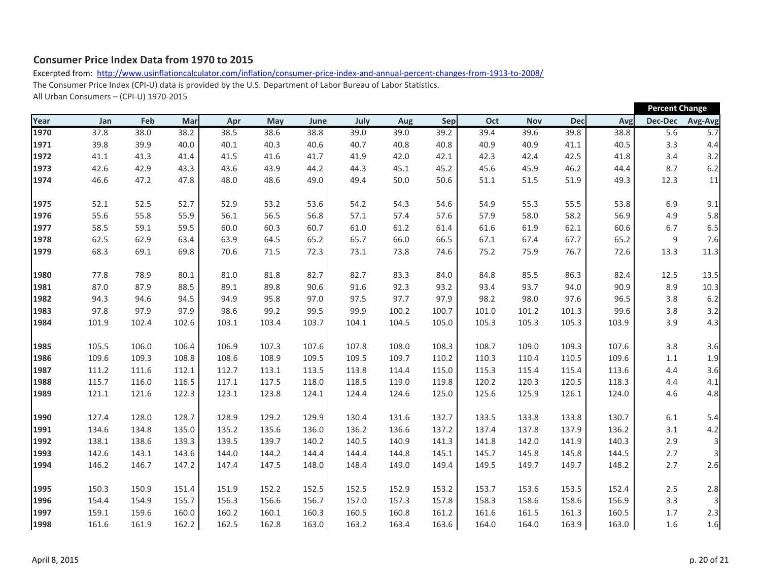## Consumer Price Index Data from 1970 to 2015

Excerpted from: [http://www.usinflationcalculator.com/inflation/consumer-price-index-and-annual-percent-changes-from-1913-to-2008/](http://www.usinflationcalculator.com/inflation/consumer-price-index-and-annual-percent-changes-from-1913-to-2008/)

The Consumer Price Index (CPI-U) data is provided by the U.S. Department of Labor Bureau of Labor Statistics.

All Urban Consumers – (CPI-U) 1970-2015

| | | | | | | | | | | | | | | Percent Change | |
|---|---|---|---|---|---|---|---|---|---|---|---|---|---|---|---|
| **Year** | **Jan** | **Feb** | **Mar** | **Apr** | **May** | **June** | **July** | **Aug** | **Sep** | **Oct** | **Nov** | **Dec** | **Avg** | **Dec-Dec** | **Avg-Avg** |
| **1970** | 37.8 | 38.0 | 38.2 | 38.5 | 38.6 | 38.8 | 39.0 | 39.0 | 39.2 | 39.4 | 39.6 | 39.8 | 38.8 | 5.6 | 5.7 |
| **1971** | 39.8 | 39.9 | 40.0 | 40.1 | 40.3 | 40.6 | 40.7 | 40.8 | 40.8 | 40.9 | 40.9 | 41.1 | 40.5 | 3.3 | 4.4 |
| **1972** | 41.1 | 41.3 | 41.4 | 41.5 | 41.6 | 41.7 | 41.9 | 42.0 | 42.1 | 42.3 | 42.4 | 42.5 | 41.8 | 3.4 | 3.2 |
| **1973** | 42.6 | 42.9 | 43.3 | 43.6 | 43.9 | 44.2 | 44.3 | 45.1 | 45.2 | 45.6 | 45.9 | 46.2 | 44.4 | 8.7 | 6.2 |
| **1974** | 46.6 | 47.2 | 47.8 | 48.0 | 48.6 | 49.0 | 49.4 | 50.0 | 50.6 | 51.1 | 51.5 | 51.9 | 49.3 | 12.3 | 11 |
| **1975** | 52.1 | 52.5 | 52.7 | 52.9 | 53.2 | 53.6 | 54.2 | 54.3 | 54.6 | 54.9 | 55.3 | 55.5 | 53.8 | 6.9 | 9.1 |
| **1976** | 55.6 | 55.8 | 55.9 | 56.1 | 56.5 | 56.8 | 57.1 | 57.4 | 57.6 | 57.9 | 58.0 | 58.2 | 56.9 | 4.9 | 5.8 |
| **1977** | 58.5 | 59.1 | 59.5 | 60.0 | 60.3 | 60.7 | 61.0 | 61.2 | 61.4 | 61.6 | 61.9 | 62.1 | 60.6 | 6.7 | 6.5 |
| **1978** | 62.5 | 62.9 | 63.4 | 63.9 | 64.5 | 65.2 | 65.7 | 66.0 | 66.5 | 67.1 | 67.4 | 67.7 | 65.2 | 9 | 7.6 |
| **1979** | 68.3 | 69.1 | 69.8 | 70.6 | 71.5 | 72.3 | 73.1 | 73.8 | 74.6 | 75.2 | 75.9 | 76.7 | 72.6 | 13.3 | 11.3 |
| **1980** | 77.8 | 78.9 | 80.1 | 81.0 | 81.8 | 82.7 | 82.7 | 83.3 | 84.0 | 84.8 | 85.5 | 86.3 | 82.4 | 12.5 | 13.5 |
| **1981** | 87.0 | 87.9 | 88.5 | 89.1 | 89.8 | 90.6 | 91.6 | 92.3 | 93.2 | 93.4 | 93.7 | 94.0 | 90.9 | 8.9 | 10.3 |
| **1982** | 94.3 | 94.6 | 94.5 | 94.9 | 95.8 | 97.0 | 97.5 | 97.7 | 97.9 | 98.2 | 98.0 | 97.6 | 96.5 | 3.8 | 6.2 |
| **1983** | 97.8 | 97.9 | 97.9 | 98.6 | 99.2 | 99.5 | 99.9 | 100.2 | 100.7 | 101.0 | 101.2 | 101.3 | 99.6 | 3.8 | 3.2 |
| **1984** | 101.9 | 102.4 | 102.6 | 103.1 | 103.4 | 103.7 | 104.1 | 104.5 | 105.0 | 105.3 | 105.3 | 105.3 | 103.9 | 3.9 | 4.3 |
| **1985** | 105.5 | 106.0 | 106.4 | 106.9 | 107.3 | 107.6 | 107.8 | 108.0 | 108.3 | 108.7 | 109.0 | 109.3 | 107.6 | 3.8 | 3.6 |
| **1986** | 109.6 | 109.3 | 108.8 | 108.6 | 108.9 | 109.5 | 109.5 | 109.7 | 110.2 | 110.3 | 110.4 | 110.5 | 109.6 | 1.1 | 1.9 |
| **1987** | 111.2 | 111.6 | 112.1 | 112.7 | 113.1 | 113.5 | 113.8 | 114.4 | 115.0 | 115.3 | 115.4 | 115.4 | 113.6 | 4.4 | 3.6 |
| **1988** | 115.7 | 116.0 | 116.5 | 117.1 | 117.5 | 118.0 | 118.5 | 119.0 | 119.8 | 120.2 | 120.3 | 120.5 | 118.3 | 4.4 | 4.1 |
| **1989** | 121.1 | 121.6 | 122.3 | 123.1 | 123.8 | 124.1 | 124.4 | 124.6 | 125.0 | 125.6 | 125.9 | 126.1 | 124.0 | 4.6 | 4.8 |
| **1990** | 127.4 | 128.0 | 128.7 | 128.9 | 129.2 | 129.9 | 130.4 | 131.6 | 132.7 | 133.5 | 133.8 | 133.8 | 130.7 | 6.1 | 5.4 |
| **1991** | 134.6 | 134.8 | 135.0 | 135.2 | 135.6 | 136.0 | 136.2 | 136.6 | 137.2 | 137.4 | 137.8 | 137.9 | 136.2 | 3.1 | 4.2 |
| **1992** | 138.1 | 138.6 | 139.3 | 139.5 | 139.7 | 140.2 | 140.5 | 140.9 | 141.3 | 141.8 | 142.0 | 141.9 | 140.3 | 2.9 | 3 |
| **1993** | 142.6 | 143.1 | 143.6 | 144.0 | 144.2 | 144.4 | 144.4 | 144.8 | 145.1 | 145.7 | 145.8 | 145.8 | 144.5 | 2.7 | 3 |
| **1994** | 146.2 | 146.7 | 147.2 | 147.4 | 147.5 | 148.0 | 148.4 | 149.0 | 149.4 | 149.5 | 149.7 | 149.7 | 148.2 | 2.7 | 2.6 |
| **1995** | 150.3 | 150.9 | 151.4 | 151.9 | 152.2 | 152.5 | 152.5 | 152.9 | 153.2 | 153.7 | 153.6 | 153.5 | 152.4 | 2.5 | 2.8 |
| **1996** | 154.4 | 154.9 | 155.7 | 156.3 | 156.6 | 156.7 | 157.0 | 157.3 | 157.8 | 158.3 | 158.6 | 158.6 | 156.9 | 3.3 | 3 |
| **1997** | 159.1 | 159.6 | 160.0 | 160.2 | 160.1 | 160.3 | 160.5 | 160.8 | 161.2 | 161.6 | 161.5 | 161.3 | 160.5 | 1.7 | 2.3 |
| **1998** | 161.6 | 161.9 | 162.2 | 162.5 | 162.8 | 163.0 | 163.2 | 163.4 | 163.6 | 164.0 | 164.0 | 163.9 | 163.0 | 1.6 | 1.6 |

April 8, 2015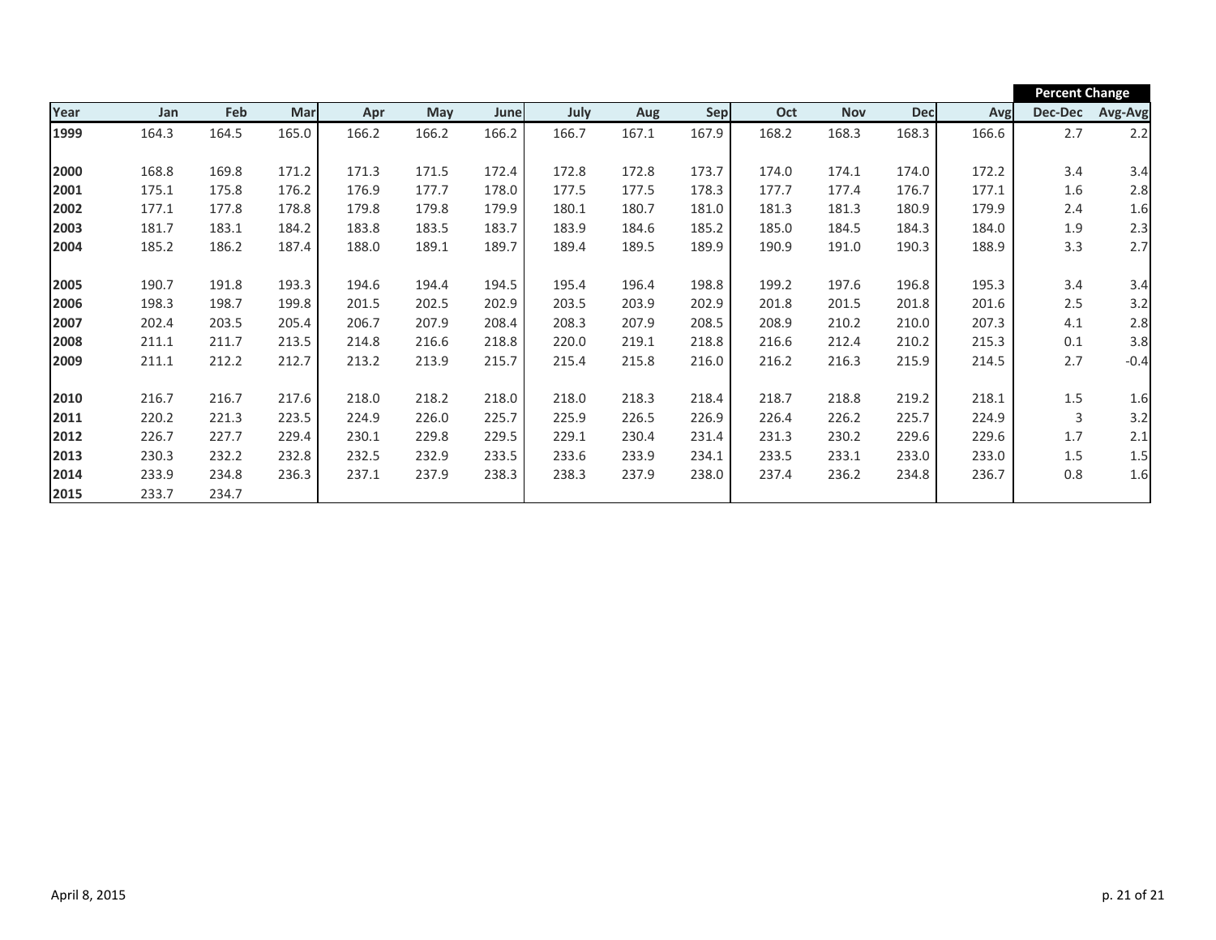| | | | | | | | | | | | | | | Percent Change | |
|---|---|---|---|---|---|---|---|---|---|---|---|---|---|---|---|
| Year | Jan | Feb | Mar | Apr | May | June | July | Aug | Sep | Oct | Nov | Dec | Avg | Dec-Dec | Avg-Avg |
| 1999 | 164.3 | 164.5 | 165.0 | 166.2 | 166.2 | 166.2 | 166.7 | 167.1 | 167.9 | 168.2 | 168.3 | 168.3 | 166.6 | 2.7 | 2.2 |
| 2000 | 168.8 | 169.8 | 171.2 | 171.3 | 171.5 | 172.4 | 172.8 | 172.8 | 173.7 | 174.0 | 174.1 | 174.0 | 172.2 | 3.4 | 3.4 |
| 2001 | 175.1 | 175.8 | 176.2 | 176.9 | 177.7 | 178.0 | 177.5 | 177.5 | 178.3 | 177.7 | 177.4 | 176.7 | 177.1 | 1.6 | 2.8 |
| 2002 | 177.1 | 177.8 | 178.8 | 179.8 | 179.8 | 179.9 | 180.1 | 180.7 | 181.0 | 181.3 | 181.3 | 180.9 | 179.9 | 2.4 | 1.6 |
| 2003 | 181.7 | 183.1 | 184.2 | 183.8 | 183.5 | 183.7 | 183.9 | 184.6 | 185.2 | 185.0 | 184.5 | 184.3 | 184.0 | 1.9 | 2.3 |
| 2004 | 185.2 | 186.2 | 187.4 | 188.0 | 189.1 | 189.7 | 189.4 | 189.5 | 189.9 | 190.9 | 191.0 | 190.3 | 188.9 | 3.3 | 2.7 |
| 2005 | 190.7 | 191.8 | 193.3 | 194.6 | 194.4 | 194.5 | 195.4 | 196.4 | 198.8 | 199.2 | 197.6 | 196.8 | 195.3 | 3.4 | 3.4 |
| 2006 | 198.3 | 198.7 | 199.8 | 201.5 | 202.5 | 202.9 | 203.5 | 203.9 | 202.9 | 201.8 | 201.5 | 201.8 | 201.6 | 2.5 | 3.2 |
| 2007 | 202.4 | 203.5 | 205.4 | 206.7 | 207.9 | 208.4 | 208.3 | 207.9 | 208.5 | 208.9 | 210.2 | 210.0 | 207.3 | 4.1 | 2.8 |
| 2008 | 211.1 | 211.7 | 213.5 | 214.8 | 216.6 | 218.8 | 220.0 | 219.1 | 218.8 | 216.6 | 212.4 | 210.2 | 215.3 | 0.1 | 3.8 |
| 2009 | 211.1 | 212.2 | 212.7 | 213.2 | 213.9 | 215.7 | 215.4 | 215.8 | 216.0 | 216.2 | 216.3 | 215.9 | 214.5 | 2.7 | -0.4 |
| 2010 | 216.7 | 216.7 | 217.6 | 218.0 | 218.2 | 218.0 | 218.0 | 218.3 | 218.4 | 218.7 | 218.8 | 219.2 | 218.1 | 1.5 | 1.6 |
| 2011 | 220.2 | 221.3 | 223.5 | 224.9 | 226.0 | 225.7 | 225.9 | 226.5 | 226.9 | 226.4 | 226.2 | 225.7 | 224.9 | 3 | 3.2 |
| 2012 | 226.7 | 227.7 | 229.4 | 230.1 | 229.8 | 229.5 | 229.1 | 230.4 | 231.4 | 231.3 | 230.2 | 229.6 | 229.6 | 1.7 | 2.1 |
| 2013 | 230.3 | 232.2 | 232.8 | 232.5 | 232.9 | 233.5 | 233.6 | 233.9 | 234.1 | 233.5 | 233.1 | 233.0 | 233.0 | 1.5 | 1.5 |
| 2014 | 233.9 | 234.8 | 236.3 | 237.1 | 237.9 | 238.3 | 238.3 | 237.9 | 238.0 | 237.4 | 236.2 | 234.8 | 236.7 | 0.8 | 1.6 |
| 2015 | 233.7 | 234.7 | | | | | | | | | | | | | |

April 8, 2015